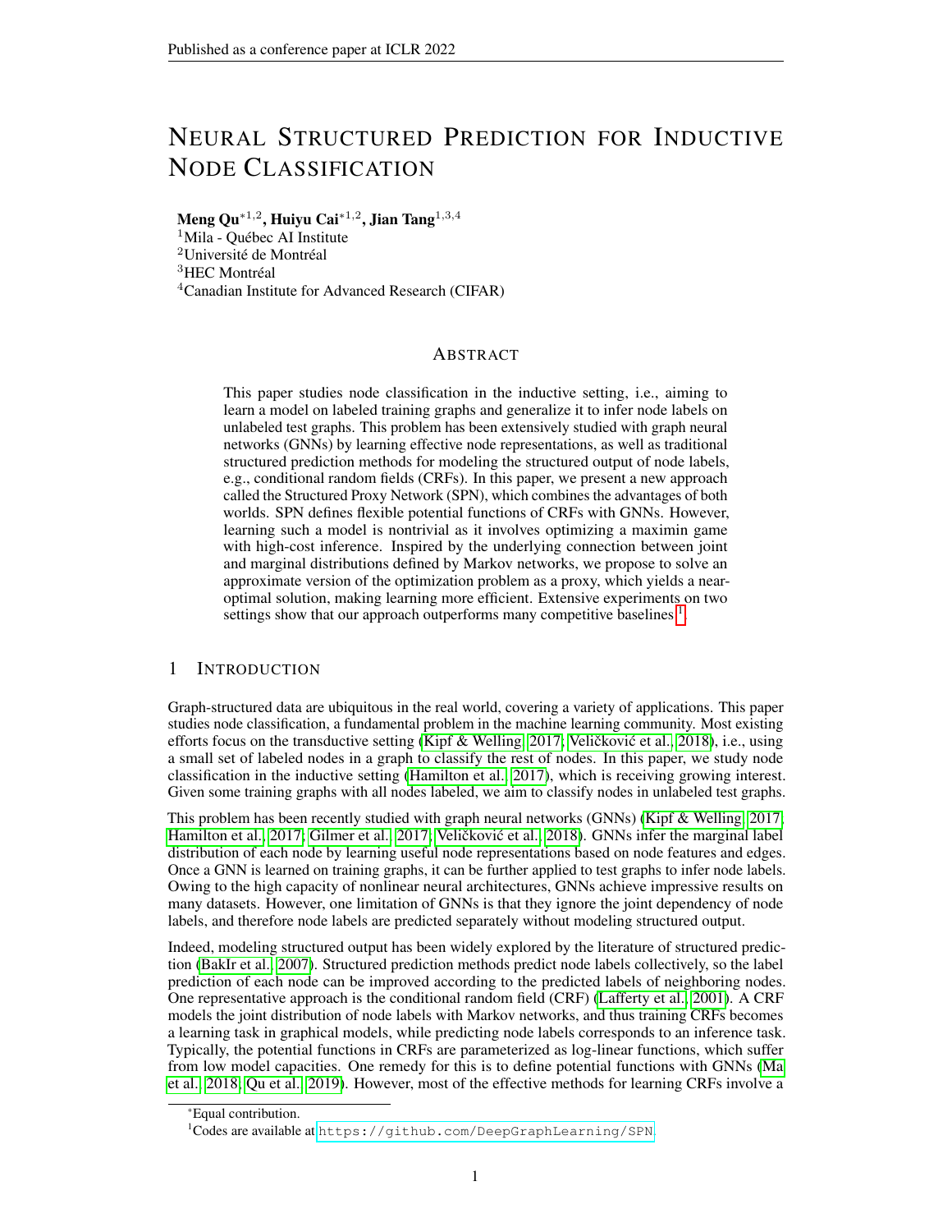# NEURAL STRUCTURED PREDICTION FOR INDUCTIVE NODE CLASSIFICATION

**Meng Qu**[*1,2], **Huiyu Cai**[*1,2], **Jian Tang**[1,3,4]
[1]Mila - Québec AI Institute
[2]Université de Montréal
[3]HEC Montréal
[4]Canadian Institute for Advanced Research (CIFAR)

## ABSTRACT

This paper studies node classification in the inductive setting, i.e., aiming to learn a model on labeled training graphs and generalize it to infer node labels on unlabeled test graphs. This problem has been extensively studied with graph neural networks (GNNs) by learning effective node representations, as well as traditional structured prediction methods for modeling the structured output of node labels, e.g., conditional random fields (CRFs). In this paper, we present a new approach called the Structured Proxy Network (SPN), which combines the advantages of both worlds. SPN defines flexible potential functions of CRFs with GNNs. However, learning such a model is nontrivial as it involves optimizing a maximin game with high-cost inference. Inspired by the underlying connection between joint and marginal distributions defined by Markov networks, we propose to solve an approximate version of the optimization problem as a proxy, which yields a near-optimal solution, making learning more efficient. Extensive experiments on two settings show that our approach outperforms many competitive baselines [1].

## 1 INTRODUCTION

Graph-structured data are ubiquitous in the real world, covering a variety of applications. This paper studies node classification, a fundamental problem in the machine learning community. Most existing efforts focus on the transductive setting (Kipf & Welling, 2017; Veličković et al., 2018), i.e., using a small set of labeled nodes in a graph to classify the rest of nodes. In this paper, we study node classification in the inductive setting (Hamilton et al., 2017), which is receiving growing interest. Given some training graphs with all nodes labeled, we aim to classify nodes in unlabeled test graphs.

This problem has been recently studied with graph neural networks (GNNs) (Kipf & Welling, 2017; Hamilton et al., 2017; Gilmer et al., 2017; Veličković et al., 2018). GNNs infer the marginal label distribution of each node by learning useful node representations based on node features and edges. Once a GNN is learned on training graphs, it can be further applied to test graphs to infer node labels. Owing to the high capacity of nonlinear neural architectures, GNNs achieve impressive results on many datasets. However, one limitation of GNNs is that they ignore the joint dependency of node labels, and therefore node labels are predicted separately without modeling structured output.

Indeed, modeling structured output has been widely explored by the literature of structured prediction (BakIr et al., 2007). Structured prediction methods predict node labels collectively, so the label prediction of each node can be improved according to the predicted labels of neighboring nodes. One representative approach is the conditional random field (CRF) (Lafferty et al., 2001). A CRF models the joint distribution of node labels with Markov networks, and thus training CRFs becomes a learning task in graphical models, while predicting node labels corresponds to an inference task. Typically, the potential functions in CRFs are parameterized as log-linear functions, which suffer from low model capacities. One remedy for this is to define potential functions with GNNs (Ma et al., 2018; Qu et al., 2019). However, most of the effective methods for learning CRFs involve a

[*]Equal contribution.
[1]Codes are available at https://github.com/DeepGraphLearning/SPN.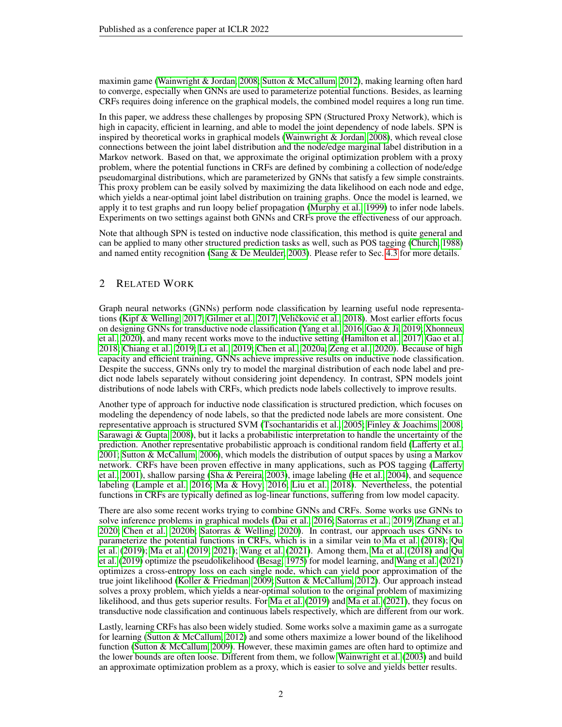maximin game (Wainwright & Jordan, 2008; Sutton & McCallum, 2012), making learning often hard to converge, especially when GNNs are used to parameterize potential functions. Besides, as learning CRFs requires doing inference on the graphical models, the combined model requires a long run time.

In this paper, we address these challenges by proposing SPN (Structured Proxy Network), which is high in capacity, efficient in learning, and able to model the joint dependency of node labels. SPN is inspired by theoretical works in graphical models (Wainwright & Jordan, 2008), which reveal close connections between the joint label distribution and the node/edge marginal label distribution in a Markov network. Based on that, we approximate the original optimization problem with a proxy problem, where the potential functions in CRFs are defined by combining a collection of node/edge pseudomarginal distributions, which are parameterized by GNNs that satisfy a few simple constraints. This proxy problem can be easily solved by maximizing the data likelihood on each node and edge, which yields a near-optimal joint label distribution on training graphs. Once the model is learned, we apply it to test graphs and run loopy belief propagation (Murphy et al., 1999) to infer node labels. Experiments on two settings against both GNNs and CRFs prove the effectiveness of our approach.

Note that although SPN is tested on inductive node classification, this method is quite general and can be applied to many other structured prediction tasks as well, such as POS tagging (Church, 1988) and named entity recognition (Sang & De Meulder, 2003). Please refer to Sec. 4.3 for more details.

## 2 Related Work

Graph neural networks (GNNs) perform node classification by learning useful node representations (Kipf & Welling, 2017; Gilmer et al., 2017; Veličković et al., 2018). Most earlier efforts focus on designing GNNs for transductive node classification (Yang et al., 2016; Gao & Ji, 2019; Xhonneux et al., 2020), and many recent works move to the inductive setting (Hamilton et al., 2017; Gao et al., 2018; Chiang et al., 2019; Li et al., 2019; Chen et al., 2020a; Zeng et al., 2020). Because of high capacity and efficient training, GNNs achieve impressive results on inductive node classification. Despite the success, GNNs only try to model the marginal distribution of each node label and predict node labels separately without considering joint dependency. In contrast, SPN models joint distributions of node labels with CRFs, which predicts node labels collectively to improve results.

Another type of approach for inductive node classification is structured prediction, which focuses on modeling the dependency of node labels, so that the predicted node labels are more consistent. One representative approach is structured SVM (Tsochantaridis et al., 2005; Finley & Joachims, 2008; Sarawagi & Gupta, 2008), but it lacks a probabilistic interpretation to handle the uncertainty of the prediction. Another representative probabilistic approach is conditional random field (Lafferty et al., 2001; Sutton & McCallum, 2006), which models the distribution of output spaces by using a Markov network. CRFs have been proven effective in many applications, such as POS tagging (Lafferty et al., 2001), shallow parsing (Sha & Pereira, 2003), image labeling (He et al., 2004), and sequence labeling (Lample et al., 2016; Ma & Hovy, 2016; Liu et al., 2018). Nevertheless, the potential functions in CRFs are typically defined as log-linear functions, suffering from low model capacity.

There are also some recent works trying to combine GNNs and CRFs. Some works use GNNs to solve inference problems in graphical models (Dai et al., 2016; Satorras et al., 2019; Zhang et al., 2020; Chen et al., 2020b; Satorras & Welling, 2020). In contrast, our approach uses GNNs to parameterize the potential functions in CRFs, which is in a similar vein to Ma et al. (2018); Qu et al. (2019); Ma et al. (2019; 2021); Wang et al. (2021). Among them, Ma et al. (2018) and Qu et al. (2019) optimize the pseudolikelihood (Besag, 1975) for model learning, and Wang et al. (2021) optimizes a cross-entropy loss on each single node, which can yield poor approximation of the true joint likelihood (Koller & Friedman, 2009; Sutton & McCallum, 2012). Our approach instead solves a proxy problem, which yields a near-optimal solution to the original problem of maximizing likelihood, and thus gets superior results. For Ma et al. (2019) and Ma et al. (2021), they focus on transductive node classification and continuous labels respectively, which are different from our work.

Lastly, learning CRFs has also been widely studied. Some works solve a maximin game as a surrogate for learning (Sutton & McCallum, 2012) and some others maximize a lower bound of the likelihood function (Sutton & McCallum, 2009). However, these maximin games are often hard to optimize and the lower bounds are often loose. Different from them, we follow Wainwright et al. (2003) and build an approximate optimization problem as a proxy, which is easier to solve and yields better results.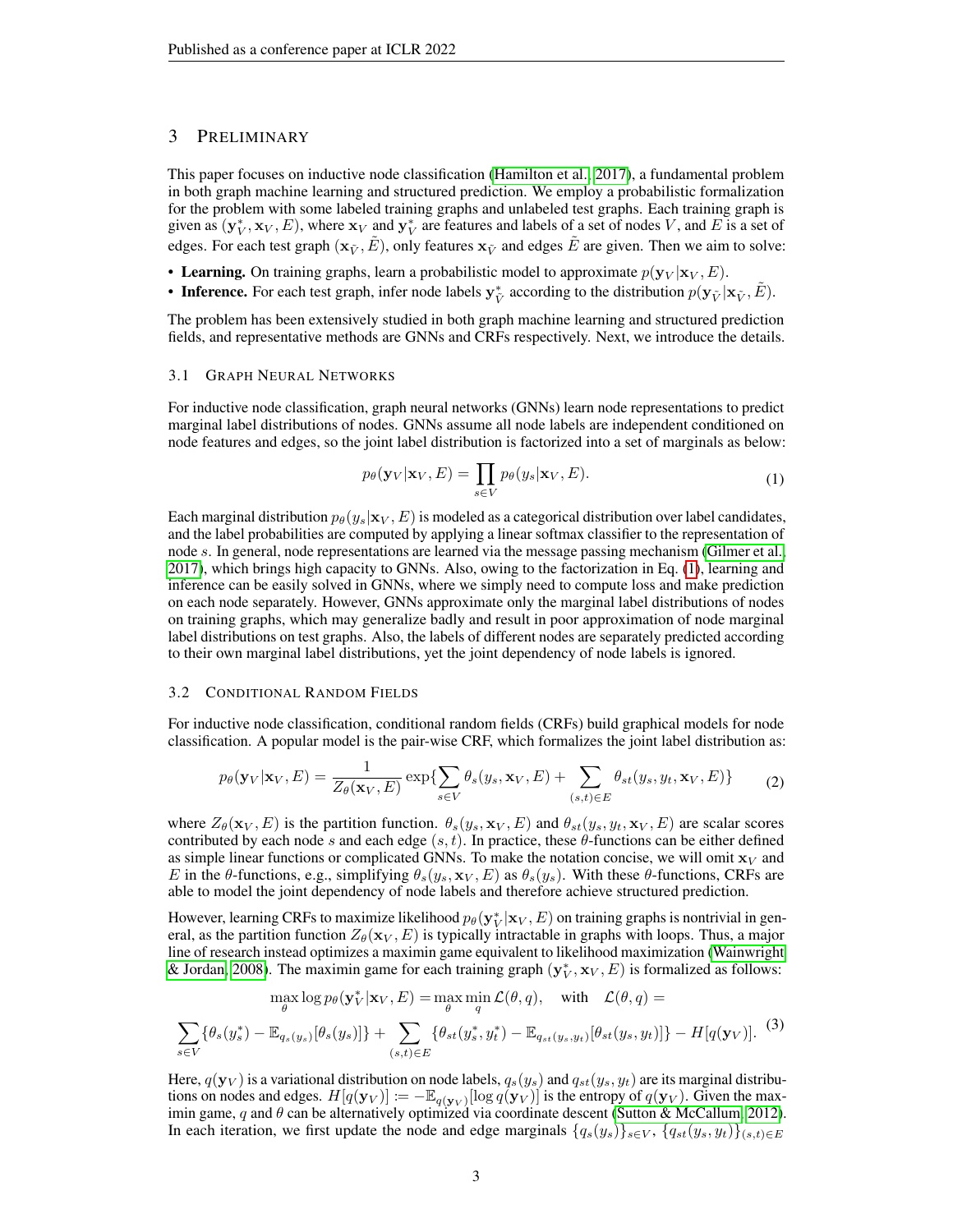## 3 PRELIMINARY

This paper focuses on inductive node classification (Hamilton et al., 2017), a fundamental problem in both graph machine learning and structured prediction. We employ a probabilistic formalization for the problem with some labeled training graphs and unlabeled test graphs. Each training graph is given as $(\mathbf{y}_V^*, \mathbf{x}_V, E)$, where $\mathbf{x}_V$ and $\mathbf{y}_V^*$ are features and labels of a set of nodes $V$, and $E$ is a set of edges. For each test graph $(\mathbf{x}_{\tilde{V}}, \tilde{E})$, only features $\mathbf{x}_{\tilde{V}}$ and edges $\tilde{E}$ are given. Then we aim to solve:

- **Learning.** On training graphs, learn a probabilistic model to approximate $p(\mathbf{y}_V|\mathbf{x}_V, E)$.
- **Inference.** For each test graph, infer node labels $\mathbf{y}_{\tilde{V}}^*$ according to the distribution $p(\mathbf{y}_{\tilde{V}}|\mathbf{x}_{\tilde{V}}, \tilde{E})$.

The problem has been extensively studied in both graph machine learning and structured prediction fields, and representative methods are GNNs and CRFs respectively. Next, we introduce the details.

### 3.1 GRAPH NEURAL NETWORKS

For inductive node classification, graph neural networks (GNNs) learn node representations to predict marginal label distributions of nodes. GNNs assume all node labels are independent conditioned on node features and edges, so the joint label distribution is factorized into a set of marginals as below:

$$p_\theta(\mathbf{y}_V|\mathbf{x}_V, E) = \prod_{s \in V} p_\theta(y_s|\mathbf{x}_V, E). \tag{1}$$

Each marginal distribution $p_\theta(y_s|\mathbf{x}_V, E)$ is modeled as a categorical distribution over label candidates, and the label probabilities are computed by applying a linear softmax classifier to the representation of node $s$. In general, node representations are learned via the message passing mechanism (Gilmer et al., 2017), which brings high capacity to GNNs. Also, owing to the factorization in Eq. (1), learning and inference can be easily solved in GNNs, where we simply need to compute loss and make prediction on each node separately. However, GNNs approximate only the marginal label distributions of nodes on training graphs, which may generalize badly and result in poor approximation of node marginal label distributions on test graphs. Also, the labels of different nodes are separately predicted according to their own marginal label distributions, yet the joint dependency of node labels is ignored.

### 3.2 CONDITIONAL RANDOM FIELDS

For inductive node classification, conditional random fields (CRFs) build graphical models for node classification. A popular model is the pair-wise CRF, which formalizes the joint label distribution as:

$$p_\theta(\mathbf{y}_V|\mathbf{x}_V, E) = \frac{1}{Z_\theta(\mathbf{x}_V, E)} \exp\{\sum_{s \in V} \theta_s(y_s, \mathbf{x}_V, E) + \sum_{(s,t) \in E} \theta_{st}(y_s, y_t, \mathbf{x}_V, E)\} \tag{2}$$

where $Z_\theta(\mathbf{x}_V, E)$ is the partition function. $\theta_s(y_s, \mathbf{x}_V, E)$ and $\theta_{st}(y_s, y_t, \mathbf{x}_V, E)$ are scalar scores contributed by each node $s$ and each edge $(s, t)$. In practice, these $\theta$-functions can be either defined as simple linear functions or complicated GNNs. To make the notation concise, we will omit $\mathbf{x}_V$ and $E$ in the $\theta$-functions, e.g., simplifying $\theta_s(y_s, \mathbf{x}_V, E)$ as $\theta_s(y_s)$. With these $\theta$-functions, CRFs are able to model the joint dependency of node labels and therefore achieve structured prediction.

However, learning CRFs to maximize likelihood $p_\theta(\mathbf{y}_V^*|\mathbf{x}_V, E)$ on training graphs is nontrivial in general, as the partition function $Z_\theta(\mathbf{x}_V, E)$ is typically intractable in graphs with loops. Thus, a major line of research instead optimizes a maximin game equivalent to likelihood maximization (Wainwright & Jordan, 2008). The maximin game for each training graph $(\mathbf{y}_V^*, \mathbf{x}_V, E)$ is formalized as follows:

$$\max_\theta \log p_\theta(\mathbf{y}_V^*|\mathbf{x}_V, E) = \max_\theta \min_q \mathcal{L}(\theta, q), \quad \text{with} \quad \mathcal{L}(\theta, q) =$$
$$\sum_{s \in V} \{\theta_s(y_s^*) - \mathbb{E}_{q_s(y_s)}[\theta_s(y_s)]\} + \sum_{(s,t) \in E} \{\theta_{st}(y_s^*, y_t^*) - \mathbb{E}_{q_{st}(y_s, y_t)}[\theta_{st}(y_s, y_t)]\} - H[q(\mathbf{y}_V)]. \tag{3}$$

Here, $q(\mathbf{y}_V)$ is a variational distribution on node labels, $q_s(y_s)$ and $q_{st}(y_s, y_t)$ are its marginal distributions on nodes and edges. $H[q(\mathbf{y}_V)] := -\mathbb{E}_{q(\mathbf{y}_V)}[\log q(\mathbf{y}_V)]$ is the entropy of $q(\mathbf{y}_V)$. Given the maximin game, $q$ and $\theta$ can be alternatively optimized via coordinate descent (Sutton & McCallum, 2012). In each iteration, we first update the node and edge marginals $\{q_s(y_s)\}_{s \in V}$, $\{q_{st}(y_s, y_t)\}_{(s,t) \in E}$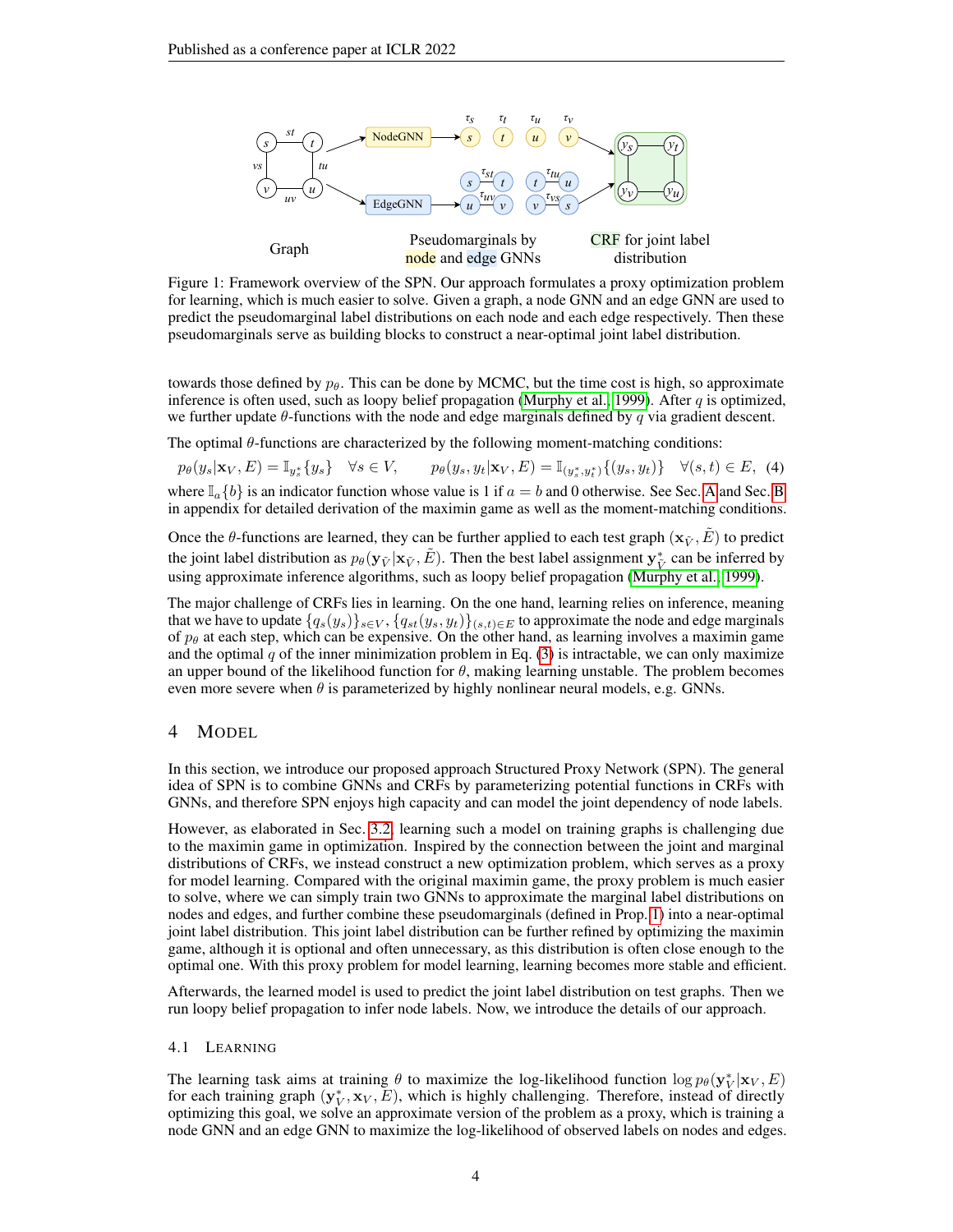Graph

Pseudomarginals by node and edge GNNs

CRF for joint label distribution

Figure 1: Framework overview of the SPN. Our approach formulates a proxy optimization problem for learning, which is much easier to solve. Given a graph, a node GNN and an edge GNN are used to predict the pseudomarginal label distributions on each node and each edge respectively. Then these pseudomarginals serve as building blocks to construct a near-optimal joint label distribution.

towards those defined by $p_\theta$. This can be done by MCMC, but the time cost is high, so approximate inference is often used, such as loopy belief propagation (Murphy et al., 1999). After $q$ is optimized, we further update $\theta$-functions with the node and edge marginals defined by $q$ via gradient descent.

The optimal $\theta$-functions are characterized by the following moment-matching conditions:

$$p_\theta(y_s|\mathbf{x}_V, E) = \mathbb{I}_{y_s^*}\{y_s\} \quad \forall s \in V, \qquad p_\theta(y_s, y_t|\mathbf{x}_V, E) = \mathbb{I}_{(y_s^*, y_t^*)}\{(y_s, y_t)\} \quad \forall (s,t) \in E, \quad (4)$$

where $\mathbb{I}_a\{b\}$ is an indicator function whose value is 1 if $a = b$ and 0 otherwise. See Sec. A and Sec. B in appendix for detailed derivation of the maximin game as well as the moment-matching conditions.

Once the $\theta$-functions are learned, they can be further applied to each test graph $(\mathbf{x}_{\tilde{V}}, \tilde{E})$ to predict the joint label distribution as $p_\theta(\mathbf{y}_{\tilde{V}}|\mathbf{x}_{\tilde{V}}, \tilde{E})$. Then the best label assignment $\mathbf{y}^*_{\tilde{V}}$ can be inferred by using approximate inference algorithms, such as loopy belief propagation (Murphy et al., 1999).

The major challenge of CRFs lies in learning. On the one hand, learning relies on inference, meaning that we have to update $\{q_s(y_s)\}_{s \in V}, \{q_{st}(y_s, y_t)\}_{(s,t) \in E}$ to approximate the node and edge marginals of $p_\theta$ at each step, which can be expensive. On the other hand, as learning involves a maximin game and the optimal $q$ of the inner minimization problem in Eq. (3) is intractable, we can only maximize an upper bound of the likelihood function for $\theta$, making learning unstable. The problem becomes even more severe when $\theta$ is parameterized by highly nonlinear neural models, e.g. GNNs.

## 4 Model

In this section, we introduce our proposed approach Structured Proxy Network (SPN). The general idea of SPN is to combine GNNs and CRFs by parameterizing potential functions in CRFs with GNNs, and therefore SPN enjoys high capacity and can model the joint dependency of node labels.

However, as elaborated in Sec. 3.2, learning such a model on training graphs is challenging due to the maximin game in optimization. Inspired by the connection between the joint and marginal distributions of CRFs, we instead construct a new optimization problem, which serves as a proxy for model learning. Compared with the original maximin game, the proxy problem is much easier to solve, where we can simply train two GNNs to approximate the marginal label distributions on nodes and edges, and further combine these pseudomarginals (defined in Prop. 1) into a near-optimal joint label distribution. This joint label distribution can be further refined by optimizing the maximin game, although it is optional and often unnecessary, as this distribution is often close enough to the optimal one. With this proxy problem for model learning, learning becomes more stable and efficient.

Afterwards, the learned model is used to predict the joint label distribution on test graphs. Then we run loopy belief propagation to infer node labels. Now, we introduce the details of our approach.

### 4.1 Learning

The learning task aims at training $\theta$ to maximize the log-likelihood function $\log p_\theta(\mathbf{y}^*_V|\mathbf{x}_V, E)$ for each training graph $(\mathbf{y}^*_V, \mathbf{x}_V, E)$, which is highly challenging. Therefore, instead of directly optimizing this goal, we solve an approximate version of the problem as a proxy, which is training a node GNN and an edge GNN to maximize the log-likelihood of observed labels on nodes and edges.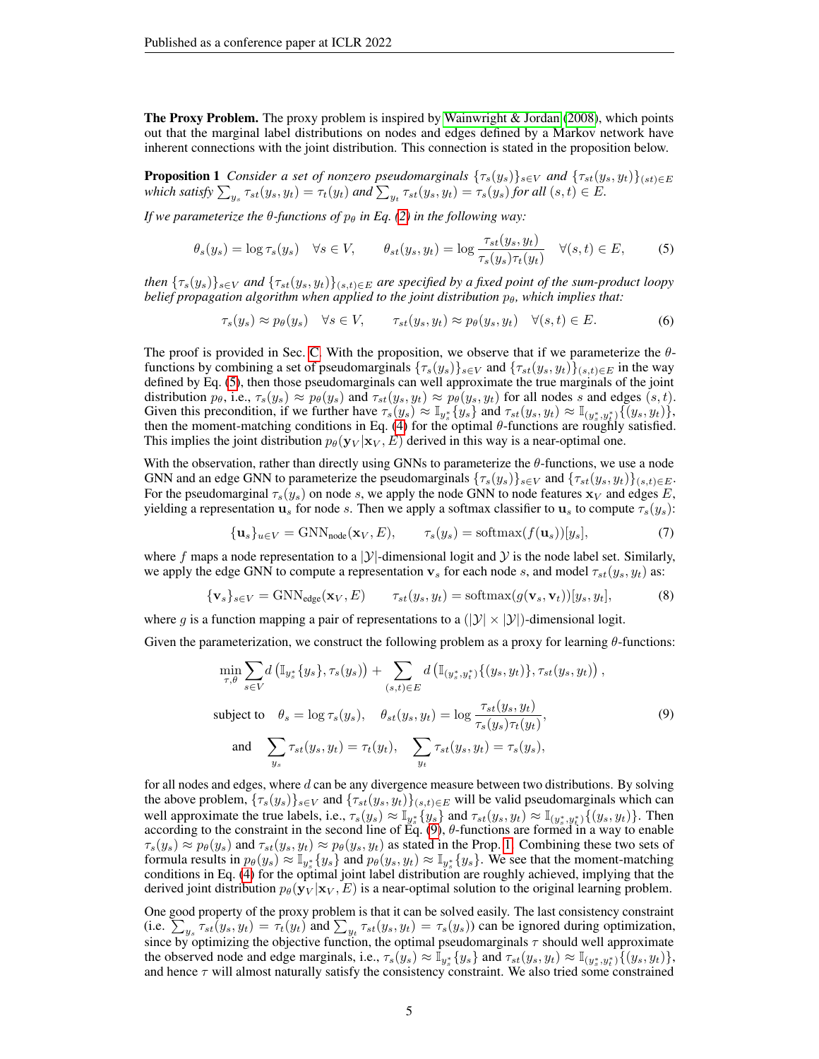**The Proxy Problem.** The proxy problem is inspired by Wainwright & Jordan (2008), which points out that the marginal label distributions on nodes and edges defined by a Markov network have inherent connections with the joint distribution. This connection is stated in the proposition below.

**Proposition 1** *Consider a set of nonzero pseudomarginals $\{\tau_s(y_s)\}_{s \in V}$ and $\{\tau_{st}(y_s, y_t)\}_{(st) \in E}$ which satisfy $\sum_{y_s} \tau_{st}(y_s, y_t) = \tau_t(y_t)$ and $\sum_{y_t} \tau_{st}(y_s, y_t) = \tau_s(y_s)$ for all $(s,t) \in E$.*

*If we parameterize the $\theta$-functions of $p_\theta$ in Eq. (2) in the following way:*

$$\theta_s(y_s) = \log \tau_s(y_s) \quad \forall s \in V, \qquad \theta_{st}(y_s, y_t) = \log \frac{\tau_{st}(y_s, y_t)}{\tau_s(y_s)\tau_t(y_t)} \quad \forall (s,t) \in E, \tag{5}$$

*then $\{\tau_s(y_s)\}_{s \in V}$ and $\{\tau_{st}(y_s, y_t)\}_{(s,t) \in E}$ are specified by a fixed point of the sum-product loopy belief propagation algorithm when applied to the joint distribution $p_\theta$, which implies that:*

$$\tau_s(y_s) \approx p_\theta(y_s) \quad \forall s \in V, \qquad \tau_{st}(y_s, y_t) \approx p_\theta(y_s, y_t) \quad \forall (s,t) \in E. \tag{6}$$

The proof is provided in Sec. C. With the proposition, we observe that if we parameterize the $\theta$-functions by combining a set of pseudomarginals $\{\tau_s(y_s)\}_{s \in V}$ and $\{\tau_{st}(y_s, y_t)\}_{(s,t) \in E}$ in the way defined by Eq. (5), then those pseudomarginals can well approximate the true marginals of the joint distribution $p_\theta$, i.e., $\tau_s(y_s) \approx p_\theta(y_s)$ and $\tau_{st}(y_s, y_t) \approx p_\theta(y_s, y_t)$ for all nodes $s$ and edges $(s,t)$. Given this precondition, if we further have $\tau_s(y_s) \approx \mathbb{I}_{y_s^*}\{y_s\}$ and $\tau_{st}(y_s, y_t) \approx \mathbb{I}_{(y_s^*, y_t^*)}\{(y_s, y_t)\}$, then the moment-matching conditions in Eq. (4) for the optimal $\theta$-functions are roughly satisfied. This implies the joint distribution $p_\theta(\mathbf{y}_V | \mathbf{x}_V, E)$ derived in this way is a near-optimal one.

With the observation, rather than directly using GNNs to parameterize the $\theta$-functions, we use a node GNN and an edge GNN to parameterize the pseudomarginals $\{\tau_s(y_s)\}_{s \in V}$ and $\{\tau_{st}(y_s, y_t)\}_{(s,t) \in E}$. For the pseudomarginal $\tau_s(y_s)$ on node $s$, we apply the node GNN to node features $\mathbf{x}_V$ and edges $E$, yielding a representation $\mathbf{u}_s$ for node $s$. Then we apply a softmax classifier to $\mathbf{u}_s$ to compute $\tau_s(y_s)$:

$$\{\mathbf{u}_s\}_{u \in V} = \text{GNN}_{\text{node}}(\mathbf{x}_V, E), \qquad \tau_s(y_s) = \text{softmax}(f(\mathbf{u}_s))[y_s], \tag{7}$$

where $f$ maps a node representation to a $|\mathcal{Y}|$-dimensional logit and $\mathcal{Y}$ is the node label set. Similarly, we apply the edge GNN to compute a representation $\mathbf{v}_s$ for each node $s$, and model $\tau_{st}(y_s, y_t)$ as:

$$\{\mathbf{v}_s\}_{s \in V} = \text{GNN}_{\text{edge}}(\mathbf{x}_V, E) \qquad \tau_{st}(y_s, y_t) = \text{softmax}(g(\mathbf{v}_s, \mathbf{v}_t))[y_s, y_t], \tag{8}$$

where $g$ is a function mapping a pair of representations to a $(|\mathcal{Y}| \times |\mathcal{Y}|)$-dimensional logit.

Given the parameterization, we construct the following problem as a proxy for learning $\theta$-functions:

$$\begin{aligned}
&\min_{\tau, \theta} \sum_{s \in V} d\left(\mathbb{I}_{y_s^*}\{y_s\}, \tau_s(y_s)\right) + \sum_{(s,t) \in E} d\left(\mathbb{I}_{(y_s^*, y_t^*)}\{(y_s, y_t)\}, \tau_{st}(y_s, y_t)\right), \\
&\text{subject to} \quad \theta_s = \log \tau_s(y_s), \quad \theta_{st}(y_s, y_t) = \log \frac{\tau_{st}(y_s, y_t)}{\tau_s(y_s)\tau_t(y_t)}, \\
&\text{and} \quad \sum_{y_s} \tau_{st}(y_s, y_t) = \tau_t(y_t), \quad \sum_{y_t} \tau_{st}(y_s, y_t) = \tau_s(y_s),
\end{aligned} \tag{9}$$

for all nodes and edges, where $d$ can be any divergence measure between two distributions. By solving the above problem, $\{\tau_s(y_s)\}_{s \in V}$ and $\{\tau_{st}(y_s, y_t)\}_{(s,t) \in E}$ will be valid pseudomarginals which can well approximate the true labels, i.e., $\tau_s(y_s) \approx \mathbb{I}_{y_s^*}\{y_s\}$ and $\tau_{st}(y_s, y_t) \approx \mathbb{I}_{(y_s^*, y_t^*)}\{(y_s, y_t)\}$. Then according to the constraint in the second line of Eq. (9), $\theta$-functions are formed in a way to enable $\tau_s(y_s) \approx p_\theta(y_s)$ and $\tau_{st}(y_s, y_t) \approx p_\theta(y_s, y_t)$ as stated in the Prop. 1. Combining these two sets of formula results in $p_\theta(y_s) \approx \mathbb{I}_{y_s^*}\{y_s\}$ and $p_\theta(y_s, y_t) \approx \mathbb{I}_{y_s^*}\{y_s\}$. We see that the moment-matching conditions in Eq. (4) for the optimal joint label distribution are roughly achieved, implying that the derived joint distribution $p_\theta(\mathbf{y}_V | \mathbf{x}_V, E)$ is a near-optimal solution to the original learning problem.

One good property of the proxy problem is that it can be solved easily. The last consistency constraint (i.e. $\sum_{y_s} \tau_{st}(y_s, y_t) = \tau_t(y_t)$ and $\sum_{y_t} \tau_{st}(y_s, y_t) = \tau_s(y_s)$) can be ignored during optimization, since by optimizing the objective function, the optimal pseudomarginals $\tau$ should well approximate the observed node and edge marginals, i.e., $\tau_s(y_s) \approx \mathbb{I}_{y_s^*}\{y_s\}$ and $\tau_{st}(y_s, y_t) \approx \mathbb{I}_{(y_s^*, y_t^*)}\{(y_s, y_t)\}$, and hence $\tau$ will almost naturally satisfy the consistency constraint. We also tried some constrained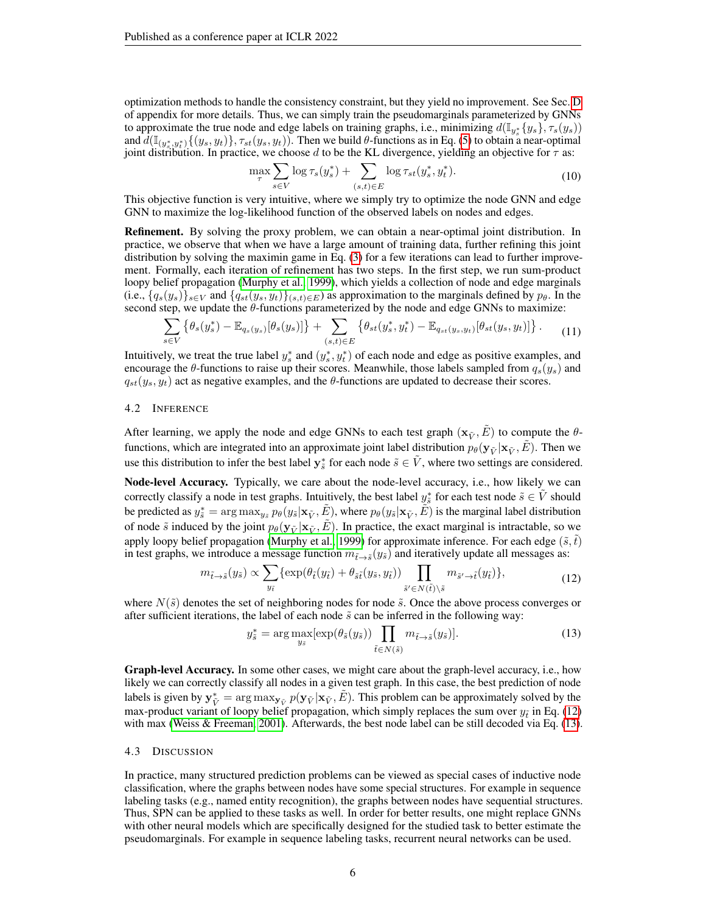optimization methods to handle the consistency constraint, but they yield no improvement. See Sec. D of appendix for more details. Thus, we can simply train the pseudomarginals parameterized by GNNs to approximate the true node and edge labels on training graphs, i.e., minimizing $d(\mathbb{I}_{y_s^*}\{y_s\}, \tau_s(y_s))$ and $d(\mathbb{I}_{(y_s^*, y_t^*)}\{(y_s, y_t)\}, \tau_{st}(y_s, y_t))$. Then we build $\theta$-functions as in Eq. (5) to obtain a near-optimal joint distribution. In practice, we choose $d$ to be the KL divergence, yielding an objective for $\tau$ as:

$$\max_{\tau} \sum_{s \in V} \log \tau_s(y_s^*) + \sum_{(s,t) \in E} \log \tau_{st}(y_s^*, y_t^*). \tag{10}$$

This objective function is very intuitive, where we simply try to optimize the node GNN and edge GNN to maximize the log-likelihood function of the observed labels on nodes and edges.

**Refinement.** By solving the proxy problem, we can obtain a near-optimal joint distribution. In practice, we observe that when we have a large amount of training data, further refining this joint distribution by solving the maximin game in Eq. (3) for a few iterations can lead to further improvement. Formally, each iteration of refinement has two steps. In the first step, we run sum-product loopy belief propagation (Murphy et al., 1999), which yields a collection of node and edge marginals (i.e., $\{q_s(y_s)\}_{s \in V}$ and $\{q_{st}(y_s, y_t)\}_{(s,t) \in E}$) as approximation to the marginals defined by $p_\theta$. In the second step, we update the $\theta$-functions parameterized by the node and edge GNNs to maximize:

$$\sum_{s \in V} \left\{ \theta_s(y_s^*) - \mathbb{E}_{q_s(y_s)}[\theta_s(y_s)] \right\} + \sum_{(s,t) \in E} \left\{ \theta_{st}(y_s^*, y_t^*) - \mathbb{E}_{q_{st}(y_s, y_t)}[\theta_{st}(y_s, y_t)] \right\}. \tag{11}$$

Intuitively, we treat the true label $y_s^*$ and $(y_s^*, y_t^*)$ of each node and edge as positive examples, and encourage the $\theta$-functions to raise up their scores. Meanwhile, those labels sampled from $q_s(y_s)$ and $q_{st}(y_s, y_t)$ act as negative examples, and the $\theta$-functions are updated to decrease their scores.

### 4.2 Inference

After learning, we apply the node and edge GNNs to each test graph $(\mathbf{x}_{\tilde{V}}, \tilde{E})$ to compute the $\theta$-functions, which are integrated into an approximate joint label distribution $p_\theta(\mathbf{y}_{\tilde{V}} | \mathbf{x}_{\tilde{V}}, \tilde{E})$. Then we use this distribution to infer the best label $\mathbf{y}_{\tilde{s}}^*$ for each node $\tilde{s} \in \tilde{V}$, where two settings are considered.

**Node-level Accuracy.** Typically, we care about the node-level accuracy, i.e., how likely we can correctly classify a node in test graphs. Intuitively, the best label $y_{\tilde{s}}^*$ for each test node $\tilde{s} \in \tilde{V}$ should be predicted as $y_{\tilde{s}}^* = \arg\max_{y_{\tilde{s}}} p_\theta(y_{\tilde{s}} | \mathbf{x}_{\tilde{V}}, \tilde{E})$, where $p_\theta(y_{\tilde{s}} | \mathbf{x}_{\tilde{V}}, \tilde{E})$ is the marginal label distribution of node $\tilde{s}$ induced by the joint $p_\theta(\mathbf{y}_{\tilde{V}} | \mathbf{x}_{\tilde{V}}, \tilde{E})$. In practice, the exact marginal is intractable, so we apply loopy belief propagation (Murphy et al., 1999) for approximate inference. For each edge $(\tilde{s}, \tilde{t})$ in test graphs, we introduce a message function $m_{\tilde{t} \to \tilde{s}}(y_{\tilde{s}})$ and iteratively update all messages as:

$$m_{\tilde{t} \to \tilde{s}}(y_{\tilde{s}}) \propto \sum_{y_{\tilde{t}}} \{\exp(\theta_{\tilde{t}}(y_{\tilde{t}}) + \theta_{\tilde{s}\tilde{t}}(y_{\tilde{s}}, y_{\tilde{t}})) \prod_{\tilde{s}' \in N(\tilde{t}) \setminus \tilde{s}} m_{\tilde{s}' \to \tilde{t}}(y_{\tilde{t}})\}, \tag{12}$$

where $N(\tilde{s})$ denotes the set of neighboring nodes for node $\tilde{s}$. Once the above process converges or after sufficient iterations, the label of each node $\tilde{s}$ can be inferred in the following way:

$$y_{\tilde{s}}^* = \arg\max_{y_{\tilde{s}}} [\exp(\theta_{\tilde{s}}(y_{\tilde{s}})) \prod_{\tilde{t} \in N(\tilde{s})} m_{\tilde{t} \to \tilde{s}}(y_{\tilde{s}})]. \tag{13}$$

**Graph-level Accuracy.** In some other cases, we might care about the graph-level accuracy, i.e., how likely we can correctly classify all nodes in a given test graph. In this case, the best prediction of node labels is given by $\mathbf{y}_{\tilde{V}}^* = \arg\max_{\mathbf{y}_{\tilde{V}}} p(\mathbf{y}_{\tilde{V}} | \mathbf{x}_{\tilde{V}}, \tilde{E})$. This problem can be approximately solved by the max-product variant of loopy belief propagation, which simply replaces the sum over $y_{\tilde{t}}$ in Eq. (12) with max (Weiss & Freeman, 2001). Afterwards, the best node label can be still decoded via Eq. (13).

### 4.3 Discussion

In practice, many structured prediction problems can be viewed as special cases of inductive node classification, where the graphs between nodes have some special structures. For example in sequence labeling tasks (e.g., named entity recognition), the graphs between nodes have sequential structures. Thus, SPN can be applied to these tasks as well. In order for better results, one might replace GNNs with other neural models which are specifically designed for the studied task to better estimate the pseudomarginals. For example in sequence labeling tasks, recurrent neural networks can be used.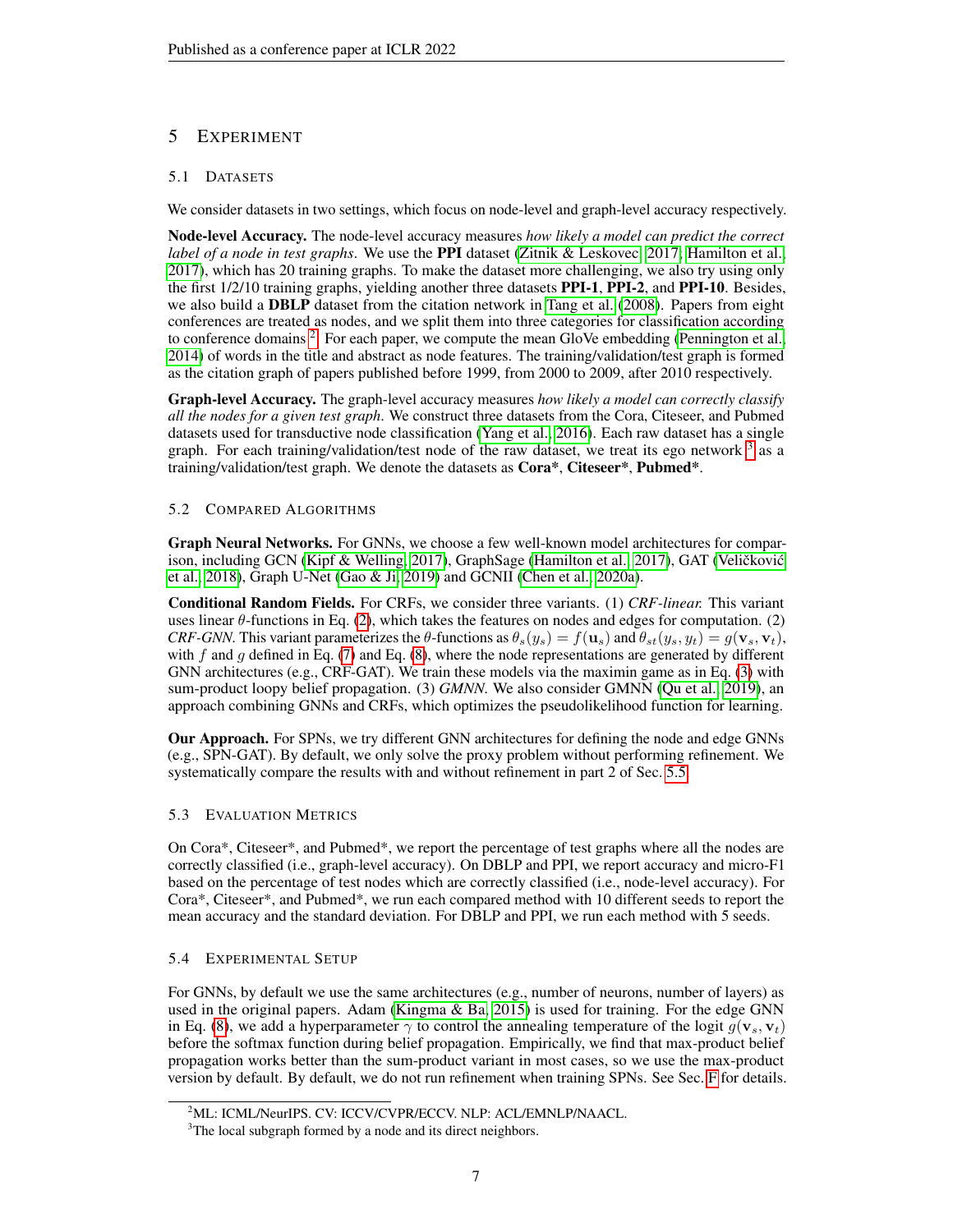# 5 Experiment

## 5.1 Datasets

We consider datasets in two settings, which focus on node-level and graph-level accuracy respectively.

**Node-level Accuracy.** The node-level accuracy measures *how likely a model can predict the correct label of a node in test graphs*. We use the **PPI** dataset (Zitnik & Leskovec, 2017; Hamilton et al., 2017), which has 20 training graphs. To make the dataset more challenging, we also try using only the first 1/2/10 training graphs, yielding another three datasets **PPI-1**, **PPI-2**, and **PPI-10**. Besides, we also build a **DBLP** dataset from the citation network in Tang et al. (2008). Papers from eight conferences are treated as nodes, and we split them into three categories for classification according to conference domains [2]. For each paper, we compute the mean GloVe embedding (Pennington et al., 2014) of words in the title and abstract as node features. The training/validation/test graph is formed as the citation graph of papers published before 1999, from 2000 to 2009, after 2010 respectively.

**Graph-level Accuracy.** The graph-level accuracy measures *how likely a model can correctly classify all the nodes for a given test graph*. We construct three datasets from the Cora, Citeseer, and Pubmed datasets used for transductive node classification (Yang et al., 2016). Each raw dataset has a single graph. For each training/validation/test node of the raw dataset, we treat its ego network [3] as a training/validation/test graph. We denote the datasets as **Cora***, **Citeseer***, **Pubmed***.

## 5.2 Compared Algorithms

**Graph Neural Networks.** For GNNs, we choose a few well-known model architectures for comparison, including GCN (Kipf & Welling, 2017), GraphSage (Hamilton et al., 2017), GAT (Veličković et al., 2018), Graph U-Net (Gao & Ji, 2019) and GCNII (Chen et al., 2020a).

**Conditional Random Fields.** For CRFs, we consider three variants. (1) *CRF-linear.* This variant uses linear $\theta$-functions in Eq. (2), which takes the features on nodes and edges for computation. (2) *CRF-GNN*. This variant parameterizes the $\theta$-functions as $\theta_s(y_s) = f(\mathbf{u}_s)$ and $\theta_{st}(y_s, y_t) = g(\mathbf{v}_s, \mathbf{v}_t)$, with $f$ and $g$ defined in Eq. (7) and Eq. (8), where the node representations are generated by different GNN architectures (e.g., CRF-GAT). We train these models via the maximin game as in Eq. (3) with sum-product loopy belief propagation. (3) *GMNN*. We also consider GMNN (Qu et al., 2019), an approach combining GNNs and CRFs, which optimizes the pseudolikelihood function for learning.

**Our Approach.** For SPNs, we try different GNN architectures for defining the node and edge GNNs (e.g., SPN-GAT). By default, we only solve the proxy problem without performing refinement. We systematically compare the results with and without refinement in part 2 of Sec. 5.5.

## 5.3 Evaluation Metrics

On Cora*, Citeseer*, and Pubmed*, we report the percentage of test graphs where all the nodes are correctly classified (i.e., graph-level accuracy). On DBLP and PPI, we report accuracy and micro-F1 based on the percentage of test nodes which are correctly classified (i.e., node-level accuracy). For Cora*, Citeseer*, and Pubmed*, we run each compared method with 10 different seeds to report the mean accuracy and the standard deviation. For DBLP and PPI, we run each method with 5 seeds.

## 5.4 Experimental Setup

For GNNs, by default we use the same architectures (e.g., number of neurons, number of layers) as used in the original papers. Adam (Kingma & Ba, 2015) is used for training. For the edge GNN in Eq. (8), we add a hyperparameter $\gamma$ to control the annealing temperature of the logit $g(\mathbf{v}_s, \mathbf{v}_t)$ before the softmax function during belief propagation. Empirically, we find that max-product belief propagation works better than the sum-product variant in most cases, so we use the max-product version by default. By default, we do not run refinement when training SPNs. See Sec. F for details.

---

[2] ML: ICML/NeurIPS. CV: ICCV/CVPR/ECCV. NLP: ACL/EMNLP/NAACL.

[3] The local subgraph formed by a node and its direct neighbors.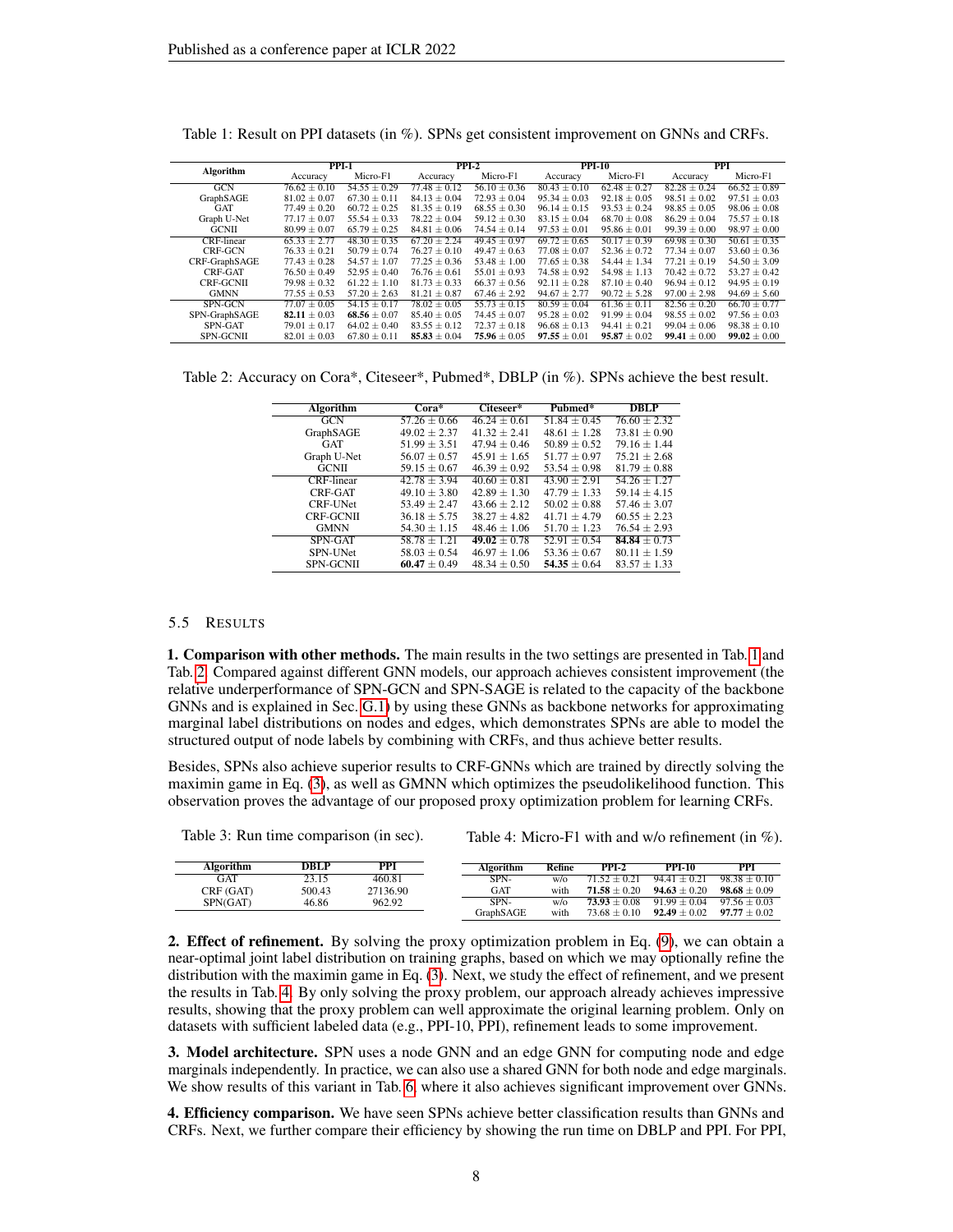Table 1: Result on PPI datasets (in %). SPNs get consistent improvement on GNNs and CRFs.

| Algorithm | PPI-1 | | PPI-2 | | PPI-10 | | PPI | |
|---|---|---|---|---|---|---|---|---|
| | Accuracy | Micro-F1 | Accuracy | Micro-F1 | Accuracy | Micro-F1 | Accuracy | Micro-F1 |
| GCN | $76.62 \pm 0.10$ | $54.55 \pm 0.29$ | $77.48 \pm 0.12$ | $56.10 \pm 0.36$ | $80.43 \pm 0.10$ | $62.48 \pm 0.27$ | $82.28 \pm 0.24$ | $66.52 \pm 0.89$ |
| GraphSAGE | $81.02 \pm 0.07$ | $67.30 \pm 0.11$ | $84.13 \pm 0.04$ | $72.93 \pm 0.04$ | $95.34 \pm 0.03$ | $92.18 \pm 0.05$ | $98.51 \pm 0.02$ | $97.51 \pm 0.03$ |
| GAT | $77.49 \pm 0.20$ | $60.72 \pm 0.25$ | $81.35 \pm 0.19$ | $68.55 \pm 0.30$ | $96.14 \pm 0.15$ | $93.53 \pm 0.24$ | $98.85 \pm 0.05$ | $98.06 \pm 0.08$ |
| Graph U-Net | $77.17 \pm 0.07$ | $55.54 \pm 0.33$ | $78.22 \pm 0.04$ | $59.12 \pm 0.30$ | $83.15 \pm 0.04$ | $68.70 \pm 0.08$ | $86.29 \pm 0.04$ | $75.57 \pm 0.18$ |
| GCNII | $80.99 \pm 0.07$ | $65.79 \pm 0.25$ | $84.81 \pm 0.06$ | $74.54 \pm 0.14$ | $97.53 \pm 0.01$ | $95.86 \pm 0.01$ | $99.39 \pm 0.00$ | $98.97 \pm 0.00$ |
| CRF-linear | $65.33 \pm 2.77$ | $48.30 \pm 0.35$ | $67.20 \pm 2.24$ | $49.45 \pm 0.97$ | $69.72 \pm 0.65$ | $50.17 \pm 0.39$ | $69.98 \pm 0.30$ | $50.61 \pm 0.35$ |
| CRF-GCN | $76.33 \pm 0.21$ | $50.79 \pm 0.74$ | $76.27 \pm 0.10$ | $49.47 \pm 0.63$ | $77.08 \pm 0.07$ | $52.36 \pm 0.72$ | $77.34 \pm 0.07$ | $53.60 \pm 0.36$ |
| CRF-GraphSAGE | $77.43 \pm 0.28$ | $54.57 \pm 1.07$ | $77.25 \pm 0.36$ | $53.48 \pm 1.00$ | $77.65 \pm 0.38$ | $54.44 \pm 1.34$ | $77.21 \pm 0.19$ | $54.50 \pm 3.09$ |
| CRF-GAT | $76.50 \pm 0.49$ | $52.95 \pm 0.40$ | $76.76 \pm 0.61$ | $55.01 \pm 0.93$ | $74.58 \pm 0.92$ | $54.98 \pm 1.13$ | $70.42 \pm 0.72$ | $53.27 \pm 0.42$ |
| CRF-GCNII | $79.98 \pm 0.32$ | $61.22 \pm 1.10$ | $81.73 \pm 0.33$ | $66.37 \pm 0.56$ | $92.11 \pm 0.28$ | $87.10 \pm 0.40$ | $96.94 \pm 0.12$ | $94.95 \pm 0.19$ |
| GMNN | $77.55 \pm 0.53$ | $57.20 \pm 2.63$ | $81.21 \pm 0.87$ | $67.46 \pm 2.92$ | $94.67 \pm 2.77$ | $90.72 \pm 5.28$ | $97.00 \pm 2.98$ | $94.69 \pm 5.60$ |
| SPN-GCN | $77.07 \pm 0.05$ | $54.15 \pm 0.17$ | $78.02 \pm 0.05$ | $55.73 \pm 0.15$ | $80.59 \pm 0.04$ | $61.36 \pm 0.11$ | $82.56 \pm 0.20$ | $66.70 \pm 0.77$ |
| SPN-GraphSAGE | **$82.11 \pm 0.03$** | **$68.56 \pm 0.07$** | $85.40 \pm 0.05$ | $74.45 \pm 0.07$ | $95.28 \pm 0.02$ | $91.99 \pm 0.04$ | $98.55 \pm 0.02$ | $97.56 \pm 0.03$ |
| SPN-GAT | $79.01 \pm 0.17$ | $64.02 \pm 0.40$ | $83.55 \pm 0.12$ | $72.37 \pm 0.18$ | $96.68 \pm 0.13$ | $94.41 \pm 0.21$ | $99.04 \pm 0.06$ | $98.38 \pm 0.10$ |
| SPN-GCNII | $82.01 \pm 0.03$ | $67.80 \pm 0.11$ | **$85.83 \pm 0.04$** | **$75.96 \pm 0.05$** | **$97.55 \pm 0.01$** | **$95.87 \pm 0.02$** | **$99.41 \pm 0.00$** | **$99.02 \pm 0.00$** |

Table 2: Accuracy on Cora*, Citeseer*, Pubmed*, DBLP (in %). SPNs achieve the best result.

| Algorithm | Cora* | Citeseer* | Pubmed* | DBLP |
|---|---|---|---|---|
| GCN | $57.26 \pm 0.66$ | $46.24 \pm 0.61$ | $51.84 \pm 0.45$ | $76.60 \pm 2.32$ |
| GraphSAGE | $49.02 \pm 2.37$ | $41.32 \pm 2.41$ | $48.61 \pm 1.28$ | $73.81 \pm 0.90$ |
| GAT | $51.99 \pm 3.51$ | $47.94 \pm 0.46$ | $50.89 \pm 0.52$ | $79.16 \pm 1.44$ |
| Graph U-Net | $56.07 \pm 0.57$ | $45.91 \pm 1.65$ | $51.77 \pm 0.97$ | $75.21 \pm 2.68$ |
| GCNII | $59.15 \pm 0.67$ | $46.39 \pm 0.92$ | $53.54 \pm 0.98$ | $81.79 \pm 0.88$ |
| CRF-linear | $42.78 \pm 3.94$ | $40.60 \pm 0.81$ | $43.90 \pm 2.91$ | $54.26 \pm 1.27$ |
| CRF-GAT | $49.10 \pm 3.80$ | $42.89 \pm 1.30$ | $47.79 \pm 1.33$ | $59.14 \pm 4.15$ |
| CRF-UNet | $53.49 \pm 2.47$ | $43.66 \pm 2.12$ | $50.02 \pm 0.88$ | $57.46 \pm 3.07$ |
| CRF-GCNII | $36.18 \pm 5.75$ | $38.27 \pm 4.82$ | $41.71 \pm 4.79$ | $60.55 \pm 2.23$ |
| GMNN | $54.30 \pm 1.15$ | $48.46 \pm 1.06$ | $51.70 \pm 1.23$ | $76.54 \pm 2.93$ |
| SPN-GAT | $58.78 \pm 1.21$ | **$49.02 \pm 0.78$** | $52.91 \pm 0.54$ | **$84.84 \pm 0.73$** |
| SPN-UNet | $58.03 \pm 0.54$ | $46.97 \pm 1.06$ | $53.36 \pm 0.67$ | $80.11 \pm 1.59$ |
| SPN-GCNII | **$60.47 \pm 0.49$** | $48.34 \pm 0.50$ | **$54.35 \pm 0.64$** | $83.57 \pm 1.33$ |

### 5.5 Results

**1. Comparison with other methods.** The main results in the two settings are presented in Tab. 1 and Tab. 2. Compared against different GNN models, our approach achieves consistent improvement (the relative underperformance of SPN-GCN and SPN-SAGE is related to the capacity of the backbone GNNs and is explained in Sec. G.1) by using these GNNs as backbone networks for approximating marginal label distributions on nodes and edges, which demonstrates SPNs are able to model the structured output of node labels by combining with CRFs, and thus achieve better results.

Besides, SPNs also achieve superior results to CRF-GNNs which are trained by directly solving the maximin game in Eq. (3), as well as GMNN which optimizes the pseudolikelihood function. This observation proves the advantage of our proposed proxy optimization problem for learning CRFs.

Table 3: Run time comparison (in sec).

| Algorithm | DBLP | PPI |
|---|---|---|
| GAT | 23.15 | 460.81 |
| CRF (GAT) | 500.43 | 27136.90 |
| SPN(GAT) | 46.86 | 962.92 |

Table 4: Micro-F1 with and w/o refinement (in %).

| Algorithm | Refine | PPI-2 | PPI-10 | PPI |
|---|---|---|---|---|
| SPN-GAT | w/o | $71.52 \pm 0.21$ | $94.41 \pm 0.21$ | $98.38 \pm 0.10$ |
| | with | **$71.58 \pm 0.20$** | **$94.63 \pm 0.20$** | **$98.68 \pm 0.09$** |
| SPN-GraphSAGE | w/o | **$73.93 \pm 0.08$** | $91.99 \pm 0.04$ | $97.56 \pm 0.03$ |
| | with | $73.68 \pm 0.10$ | **$92.49 \pm 0.02$** | **$97.77 \pm 0.02$** |

**2. Effect of refinement.** By solving the proxy optimization problem in Eq. (9), we can obtain a near-optimal joint label distribution on training graphs, based on which we may optionally refine the distribution with the maximin game in Eq. (3). Next, we study the effect of refinement, and we present the results in Tab. 4. By only solving the proxy problem, our approach already achieves impressive results, showing that the proxy problem can well approximate the original learning problem. Only on datasets with sufficient labeled data (e.g., PPI-10, PPI), refinement leads to some improvement.

**3. Model architecture.** SPN uses a node GNN and an edge GNN for computing node and edge marginals independently. In practice, we can also use a shared GNN for both node and edge marginals. We show results of this variant in Tab. 6, where it also achieves significant improvement over GNNs.

**4. Efficiency comparison.** We have seen SPNs achieve better classification results than GNNs and CRFs. Next, we further compare their efficiency by showing the run time on DBLP and PPI. For PPI,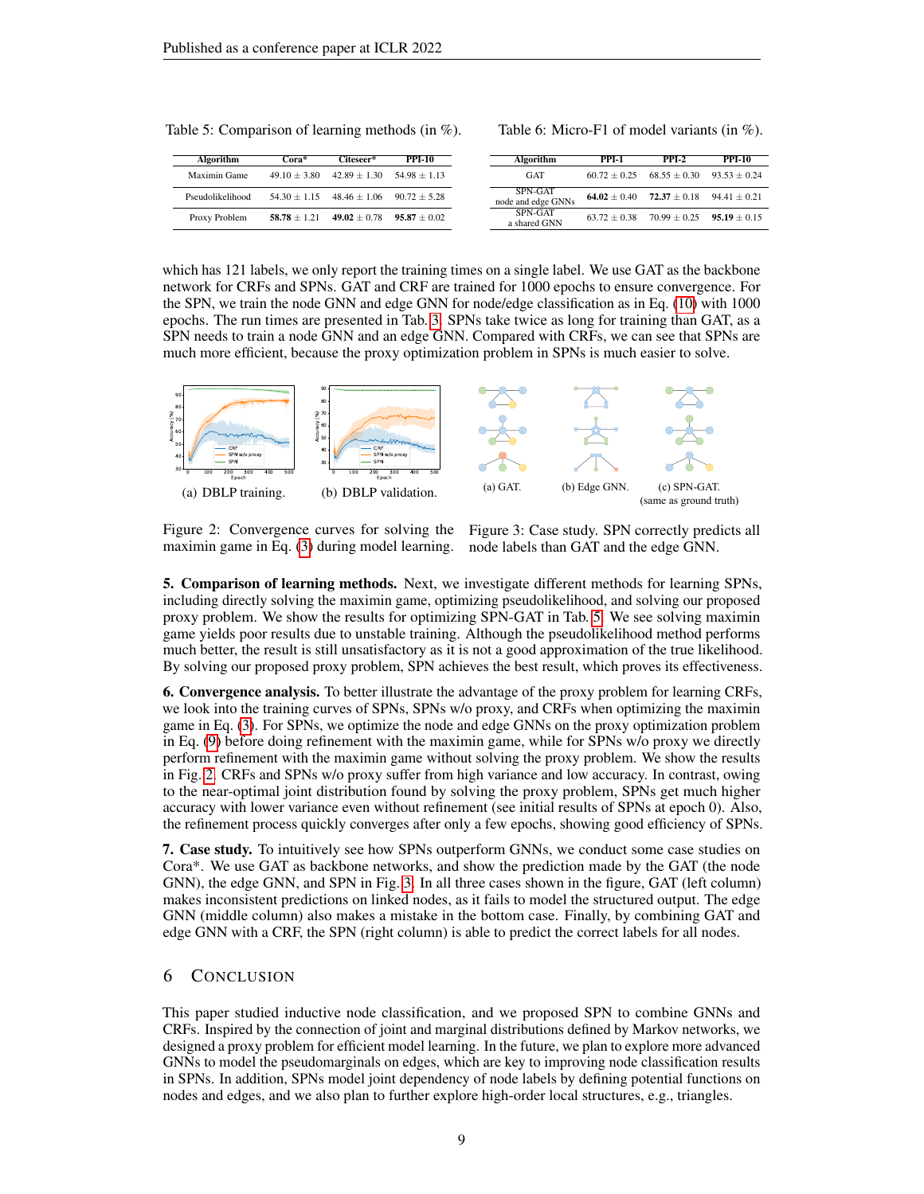Table 5: Comparison of learning methods (in %).

| Algorithm | Cora* | Citeseer* | PPI-10 |
|---|---|---|---|
| Maximin Game | 49.10 ± 3.80 | 42.89 ± 1.30 | 54.98 ± 1.13 |
| Pseudolikelihood | 54.30 ± 1.15 | 48.46 ± 1.06 | 90.72 ± 5.28 |
| Proxy Problem | **58.78** ± 1.21 | **49.02** ± 0.78 | **95.87** ± 0.02 |

Table 6: Micro-F1 of model variants (in %).

| Algorithm | PPI-1 | PPI-2 | PPI-10 |
|---|---|---|---|
| GAT | 60.72 ± 0.25 | 68.55 ± 0.30 | 93.53 ± 0.24 |
| SPN-GAT node and edge GNNs | **64.02** ± 0.40 | **72.37** ± 0.18 | 94.41 ± 0.21 |
| SPN-GAT a shared GNN | 63.72 ± 0.38 | 70.99 ± 0.25 | **95.19** ± 0.15 |

which has 121 labels, we only report the training times on a single label. We use GAT as the backbone network for CRFs and SPNs. GAT and CRF are trained for 1000 epochs to ensure convergence. For the SPN, we train the node GNN and edge GNN for node/edge classification as in Eq. (10) with 1000 epochs. The run times are presented in Tab. 3. SPNs take twice as long for training than GAT, as a SPN needs to train a node GNN and an edge GNN. Compared with CRFs, we can see that SPNs are much more efficient, because the proxy optimization problem in SPNs is much easier to solve.

(a) DBLP training. (b) DBLP validation.

Figure 2: Convergence curves for solving the maximin game in Eq. (3) during model learning.

(a) GAT. (b) Edge GNN. (c) SPN-GAT. (same as ground truth)

Figure 3: Case study. SPN correctly predicts all node labels than GAT and the edge GNN.

**5. Comparison of learning methods.** Next, we investigate different methods for learning SPNs, including directly solving the maximin game, optimizing pseudolikelihood, and solving our proposed proxy problem. We show the results for optimizing SPN-GAT in Tab. 5. We see solving maximin game yields poor results due to unstable training. Although the pseudolikelihood method performs much better, the result is still unsatisfactory as it is not a good approximation of the true likelihood. By solving our proposed proxy problem, SPN achieves the best result, which proves its effectiveness.

**6. Convergence analysis.** To better illustrate the advantage of the proxy problem for learning CRFs, we look into the training curves of SPNs, SPNs w/o proxy, and CRFs when optimizing the maximin game in Eq. (3). For SPNs, we optimize the node and edge GNNs on the proxy optimization problem in Eq. (9) before doing refinement with the maximin game, while for SPNs w/o proxy we directly perform refinement with the maximin game without solving the proxy problem. We show the results in Fig. 2. CRFs and SPNs w/o proxy suffer from high variance and low accuracy. In contrast, owing to the near-optimal joint distribution found by solving the proxy problem, SPNs get much higher accuracy with lower variance even without refinement (see initial results of SPNs at epoch 0). Also, the refinement process quickly converges after only a few epochs, showing good efficiency of SPNs.

**7. Case study.** To intuitively see how SPNs outperform GNNs, we conduct some case studies on Cora*. We use GAT as backbone networks, and show the prediction made by the GAT (the node GNN), the edge GNN, and SPN in Fig. 3. In all three cases shown in the figure, GAT (left column) makes inconsistent predictions on linked nodes, as it fails to model the structured output. The edge GNN (middle column) also makes a mistake in the bottom case. Finally, by combining GAT and edge GNN with a CRF, the SPN (right column) is able to predict the correct labels for all nodes.

## 6 Conclusion

This paper studied inductive node classification, and we proposed SPN to combine GNNs and CRFs. Inspired by the connection of joint and marginal distributions defined by Markov networks, we designed a proxy problem for efficient model learning. In the future, we plan to explore more advanced GNNs to model the pseudomarginals on edges, which are key to improving node classification results in SPNs. In addition, SPNs model joint dependency of node labels by defining potential functions on nodes and edges, and we also plan to further explore high-order local structures, e.g., triangles.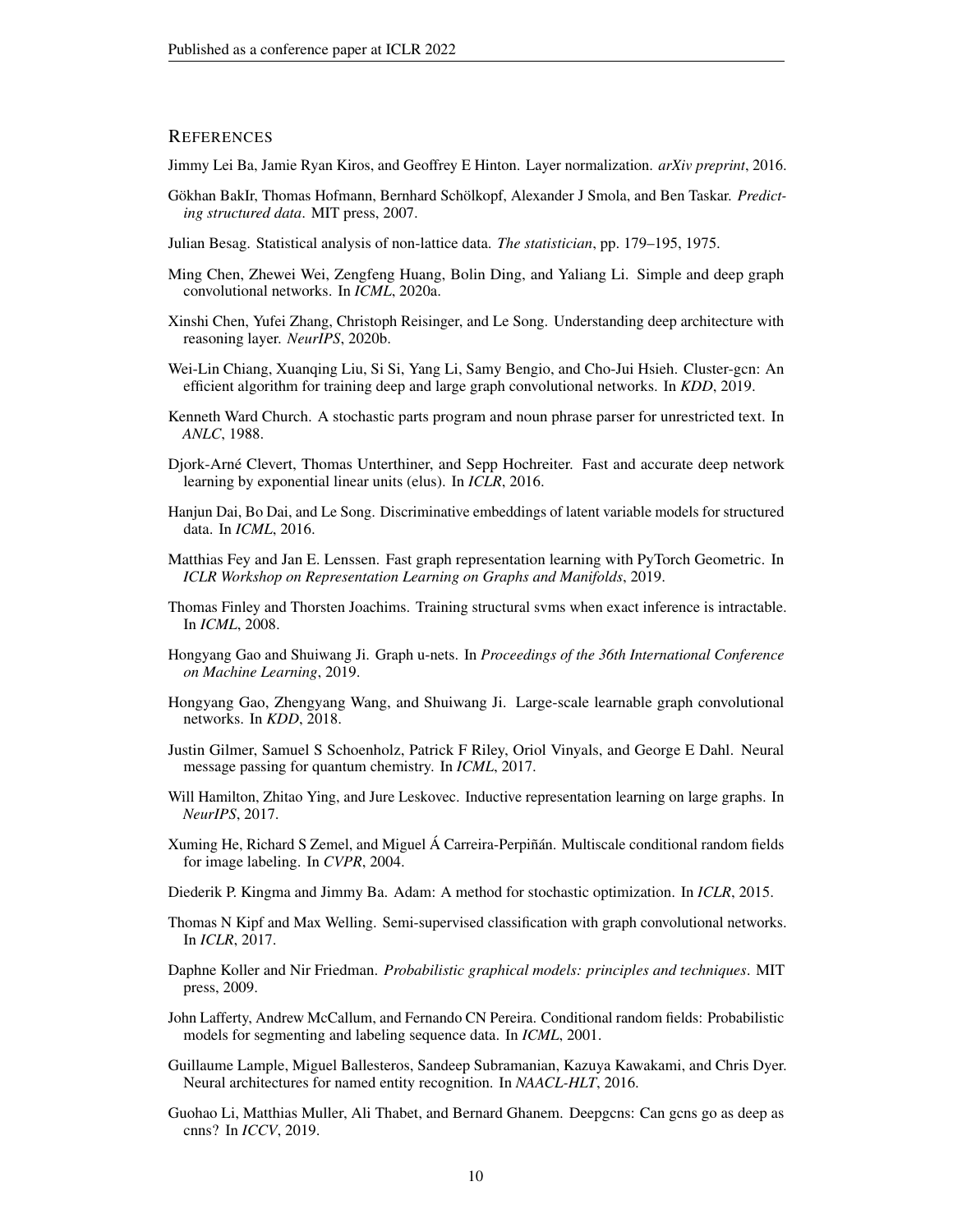## References

Jimmy Lei Ba, Jamie Ryan Kiros, and Geoffrey E Hinton. Layer normalization. *arXiv preprint*, 2016.

Gökhan BakIr, Thomas Hofmann, Bernhard Schölkopf, Alexander J Smola, and Ben Taskar. *Predicting structured data*. MIT press, 2007.

Julian Besag. Statistical analysis of non-lattice data. *The statistician*, pp. 179–195, 1975.

Ming Chen, Zhewei Wei, Zengfeng Huang, Bolin Ding, and Yaliang Li. Simple and deep graph convolutional networks. In *ICML*, 2020a.

Xinshi Chen, Yufei Zhang, Christoph Reisinger, and Le Song. Understanding deep architecture with reasoning layer. *NeurIPS*, 2020b.

Wei-Lin Chiang, Xuanqing Liu, Si Si, Yang Li, Samy Bengio, and Cho-Jui Hsieh. Cluster-gcn: An efficient algorithm for training deep and large graph convolutional networks. In *KDD*, 2019.

Kenneth Ward Church. A stochastic parts program and noun phrase parser for unrestricted text. In *ANLC*, 1988.

Djork-Arné Clevert, Thomas Unterthiner, and Sepp Hochreiter. Fast and accurate deep network learning by exponential linear units (elus). In *ICLR*, 2016.

Hanjun Dai, Bo Dai, and Le Song. Discriminative embeddings of latent variable models for structured data. In *ICML*, 2016.

Matthias Fey and Jan E. Lenssen. Fast graph representation learning with PyTorch Geometric. In *ICLR Workshop on Representation Learning on Graphs and Manifolds*, 2019.

Thomas Finley and Thorsten Joachims. Training structural svms when exact inference is intractable. In *ICML*, 2008.

Hongyang Gao and Shuiwang Ji. Graph u-nets. In *Proceedings of the 36th International Conference on Machine Learning*, 2019.

Hongyang Gao, Zhengyang Wang, and Shuiwang Ji. Large-scale learnable graph convolutional networks. In *KDD*, 2018.

Justin Gilmer, Samuel S Schoenholz, Patrick F Riley, Oriol Vinyals, and George E Dahl. Neural message passing for quantum chemistry. In *ICML*, 2017.

Will Hamilton, Zhitao Ying, and Jure Leskovec. Inductive representation learning on large graphs. In *NeurIPS*, 2017.

Xuming He, Richard S Zemel, and Miguel Á Carreira-Perpiñán. Multiscale conditional random fields for image labeling. In *CVPR*, 2004.

Diederik P. Kingma and Jimmy Ba. Adam: A method for stochastic optimization. In *ICLR*, 2015.

Thomas N Kipf and Max Welling. Semi-supervised classification with graph convolutional networks. In *ICLR*, 2017.

Daphne Koller and Nir Friedman. *Probabilistic graphical models: principles and techniques*. MIT press, 2009.

John Lafferty, Andrew McCallum, and Fernando CN Pereira. Conditional random fields: Probabilistic models for segmenting and labeling sequence data. In *ICML*, 2001.

Guillaume Lample, Miguel Ballesteros, Sandeep Subramanian, Kazuya Kawakami, and Chris Dyer. Neural architectures for named entity recognition. In *NAACL-HLT*, 2016.

Guohao Li, Matthias Muller, Ali Thabet, and Bernard Ghanem. Deepgcns: Can gcns go as deep as cnns? In *ICCV*, 2019.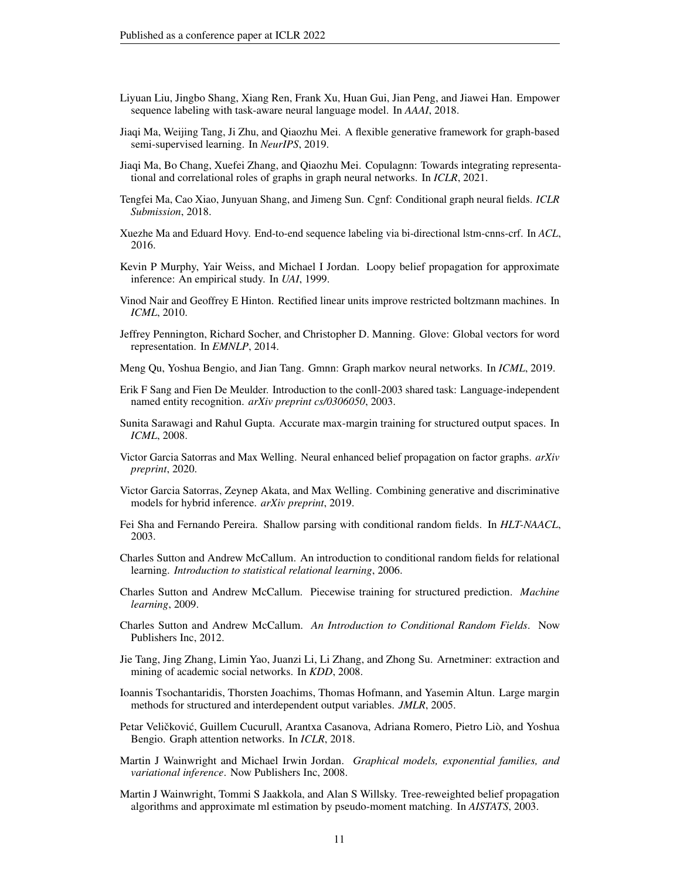Liyuan Liu, Jingbo Shang, Xiang Ren, Frank Xu, Huan Gui, Jian Peng, and Jiawei Han. Empower sequence labeling with task-aware neural language model. In *AAAI*, 2018.

Jiaqi Ma, Weijing Tang, Ji Zhu, and Qiaozhu Mei. A flexible generative framework for graph-based semi-supervised learning. In *NeurIPS*, 2019.

Jiaqi Ma, Bo Chang, Xuefei Zhang, and Qiaozhu Mei. Copulagnn: Towards integrating representational and correlational roles of graphs in graph neural networks. In *ICLR*, 2021.

Tengfei Ma, Cao Xiao, Junyuan Shang, and Jimeng Sun. Cgnf: Conditional graph neural fields. *ICLR Submission*, 2018.

Xuezhe Ma and Eduard Hovy. End-to-end sequence labeling via bi-directional lstm-cnns-crf. In *ACL*, 2016.

Kevin P Murphy, Yair Weiss, and Michael I Jordan. Loopy belief propagation for approximate inference: An empirical study. In *UAI*, 1999.

Vinod Nair and Geoffrey E Hinton. Rectified linear units improve restricted boltzmann machines. In *ICML*, 2010.

Jeffrey Pennington, Richard Socher, and Christopher D. Manning. Glove: Global vectors for word representation. In *EMNLP*, 2014.

Meng Qu, Yoshua Bengio, and Jian Tang. Gmnn: Graph markov neural networks. In *ICML*, 2019.

Erik F Sang and Fien De Meulder. Introduction to the conll-2003 shared task: Language-independent named entity recognition. *arXiv preprint cs/0306050*, 2003.

Sunita Sarawagi and Rahul Gupta. Accurate max-margin training for structured output spaces. In *ICML*, 2008.

Victor Garcia Satorras and Max Welling. Neural enhanced belief propagation on factor graphs. *arXiv preprint*, 2020.

Victor Garcia Satorras, Zeynep Akata, and Max Welling. Combining generative and discriminative models for hybrid inference. *arXiv preprint*, 2019.

Fei Sha and Fernando Pereira. Shallow parsing with conditional random fields. In *HLT-NAACL*, 2003.

Charles Sutton and Andrew McCallum. An introduction to conditional random fields for relational learning. *Introduction to statistical relational learning*, 2006.

Charles Sutton and Andrew McCallum. Piecewise training for structured prediction. *Machine learning*, 2009.

Charles Sutton and Andrew McCallum. *An Introduction to Conditional Random Fields*. Now Publishers Inc, 2012.

Jie Tang, Jing Zhang, Limin Yao, Juanzi Li, Li Zhang, and Zhong Su. Arnetminer: extraction and mining of academic social networks. In *KDD*, 2008.

Ioannis Tsochantaridis, Thorsten Joachims, Thomas Hofmann, and Yasemin Altun. Large margin methods for structured and interdependent output variables. *JMLR*, 2005.

Petar Veličković, Guillem Cucurull, Arantxa Casanova, Adriana Romero, Pietro Liò, and Yoshua Bengio. Graph attention networks. In *ICLR*, 2018.

Martin J Wainwright and Michael Irwin Jordan. *Graphical models, exponential families, and variational inference*. Now Publishers Inc, 2008.

Martin J Wainwright, Tommi S Jaakkola, and Alan S Willsky. Tree-reweighted belief propagation algorithms and approximate ml estimation by pseudo-moment matching. In *AISTATS*, 2003.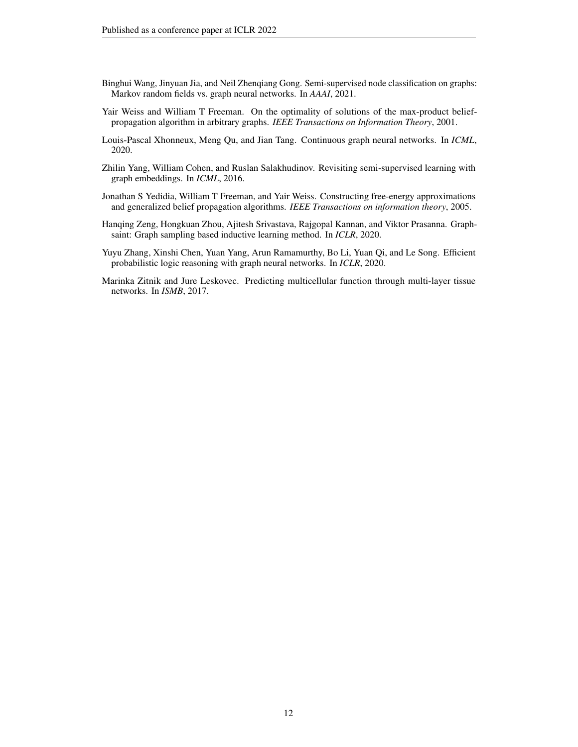Binghui Wang, Jinyuan Jia, and Neil Zhenqiang Gong. Semi-supervised node classification on graphs: Markov random fields vs. graph neural networks. In *AAAI*, 2021.

Yair Weiss and William T Freeman. On the optimality of solutions of the max-product belief-propagation algorithm in arbitrary graphs. *IEEE Transactions on Information Theory*, 2001.

Louis-Pascal Xhonneux, Meng Qu, and Jian Tang. Continuous graph neural networks. In *ICML*, 2020.

Zhilin Yang, William Cohen, and Ruslan Salakhudinov. Revisiting semi-supervised learning with graph embeddings. In *ICML*, 2016.

Jonathan S Yedidia, William T Freeman, and Yair Weiss. Constructing free-energy approximations and generalized belief propagation algorithms. *IEEE Transactions on information theory*, 2005.

Hanqing Zeng, Hongkuan Zhou, Ajitesh Srivastava, Rajgopal Kannan, and Viktor Prasanna. Graph-saint: Graph sampling based inductive learning method. In *ICLR*, 2020.

Yuyu Zhang, Xinshi Chen, Yuan Yang, Arun Ramamurthy, Bo Li, Yuan Qi, and Le Song. Efficient probabilistic logic reasoning with graph neural networks. In *ICLR*, 2020.

Marinka Zitnik and Jure Leskovec. Predicting multicellular function through multi-layer tissue networks. In *ISMB*, 2017.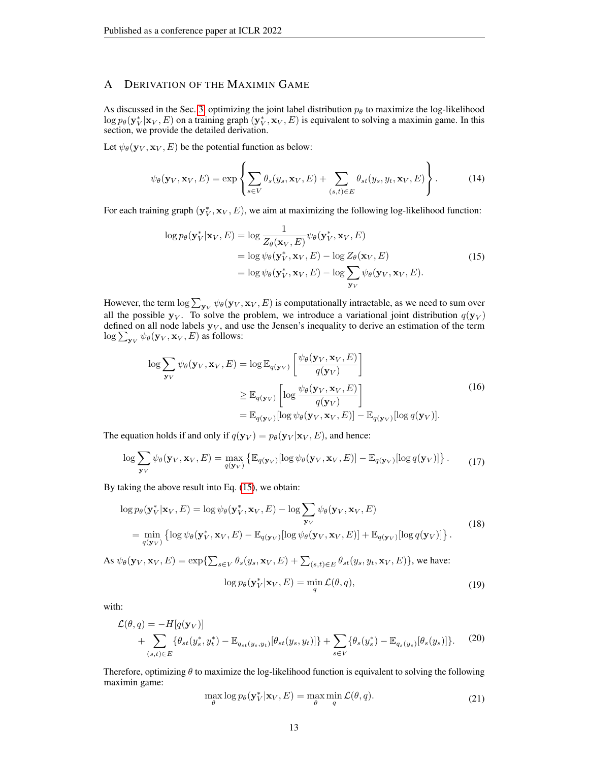# A Derivation of the Maximin Game

As discussed in the Sec. 3, optimizing the joint label distribution $p_\theta$ to maximize the log-likelihood $\log p_\theta(\mathbf{y}_V^*|\mathbf{x}_V, E)$ on a training graph $(\mathbf{y}_V^*, \mathbf{x}_V, E)$ is equivalent to solving a maximin game. In this section, we provide the detailed derivation.

Let $\psi_\theta(\mathbf{y}_V, \mathbf{x}_V, E)$ be the potential function as below:

$$\psi_\theta(\mathbf{y}_V, \mathbf{x}_V, E) = \exp\left\{\sum_{s \in V} \theta_s(y_s, \mathbf{x}_V, E) + \sum_{(s,t) \in E} \theta_{st}(y_s, y_t, \mathbf{x}_V, E)\right\}. \tag{14}$$

For each training graph $(\mathbf{y}_V^*, \mathbf{x}_V, E)$, we aim at maximizing the following log-likelihood function:

$$\begin{aligned}
\log p_\theta(\mathbf{y}_V^*|\mathbf{x}_V, E) &= \log \frac{1}{Z_\theta(\mathbf{x}_V, E)} \psi_\theta(\mathbf{y}_V^*, \mathbf{x}_V, E) \\
&= \log \psi_\theta(\mathbf{y}_V^*, \mathbf{x}_V, E) - \log Z_\theta(\mathbf{x}_V, E) \\
&= \log \psi_\theta(\mathbf{y}_V^*, \mathbf{x}_V, E) - \log \sum_{\mathbf{y}_V} \psi_\theta(\mathbf{y}_V, \mathbf{x}_V, E).
\end{aligned} \tag{15}$$

However, the term $\log \sum_{\mathbf{y}_V} \psi_\theta(\mathbf{y}_V, \mathbf{x}_V, E)$ is computationally intractable, as we need to sum over all the possible $\mathbf{y}_V$. To solve the problem, we introduce a variational joint distribution $q(\mathbf{y}_V)$ defined on all node labels $\mathbf{y}_V$, and use the Jensen's inequality to derive an estimation of the term $\log \sum_{\mathbf{y}_V} \psi_\theta(\mathbf{y}_V, \mathbf{x}_V, E)$ as follows:

$$\begin{aligned}
\log \sum_{\mathbf{y}_V} \psi_\theta(\mathbf{y}_V, \mathbf{x}_V, E) &= \log \mathbb{E}_{q(\mathbf{y}_V)}\left[\frac{\psi_\theta(\mathbf{y}_V, \mathbf{x}_V, E)}{q(\mathbf{y}_V)}\right] \\
&\geq \mathbb{E}_{q(\mathbf{y}_V)}\left[\log \frac{\psi_\theta(\mathbf{y}_V, \mathbf{x}_V, E)}{q(\mathbf{y}_V)}\right] \\
&= \mathbb{E}_{q(\mathbf{y}_V)}[\log \psi_\theta(\mathbf{y}_V, \mathbf{x}_V, E)] - \mathbb{E}_{q(\mathbf{y}_V)}[\log q(\mathbf{y}_V)].
\end{aligned} \tag{16}$$

The equation holds if and only if $q(\mathbf{y}_V) = p_\theta(\mathbf{y}_V|\mathbf{x}_V, E)$, and hence:

$$\log \sum_{\mathbf{y}_V} \psi_\theta(\mathbf{y}_V, \mathbf{x}_V, E) = \max_{q(\mathbf{y}_V)} \left\{\mathbb{E}_{q(\mathbf{y}_V)}[\log \psi_\theta(\mathbf{y}_V, \mathbf{x}_V, E)] - \mathbb{E}_{q(\mathbf{y}_V)}[\log q(\mathbf{y}_V)]\right\}. \tag{17}$$

By taking the above result into Eq. (15), we obtain:

$$\begin{aligned}
&\log p_\theta(\mathbf{y}_V^*|\mathbf{x}_V, E) = \log \psi_\theta(\mathbf{y}_V^*, \mathbf{x}_V, E) - \log \sum_{\mathbf{y}_V} \psi_\theta(\mathbf{y}_V, \mathbf{x}_V, E) \\
&= \min_{q(\mathbf{y}_V)} \left\{\log \psi_\theta(\mathbf{y}_V^*, \mathbf{x}_V, E) - \mathbb{E}_{q(\mathbf{y}_V)}[\log \psi_\theta(\mathbf{y}_V, \mathbf{x}_V, E)] + \mathbb{E}_{q(\mathbf{y}_V)}[\log q(\mathbf{y}_V)]\right\}.
\end{aligned} \tag{18}$$

As $\psi_\theta(\mathbf{y}_V, \mathbf{x}_V, E) = \exp\{\sum_{s \in V} \theta_s(y_s, \mathbf{x}_V, E) + \sum_{(s,t) \in E} \theta_{st}(y_s, y_t, \mathbf{x}_V, E)\}$, we have:

$$\log p_\theta(\mathbf{y}_V^*|\mathbf{x}_V, E) = \min_q \mathcal{L}(\theta, q), \tag{19}$$

with:

$$\begin{aligned}
\mathcal{L}(\theta, q) = &-H[q(\mathbf{y}_V)] \\
&+ \sum_{(s,t) \in E} \{\theta_{st}(y_s^*, y_t^*) - \mathbb{E}_{q_{st}(y_s, y_t)}[\theta_{st}(y_s, y_t)]\} + \sum_{s \in V} \{\theta_s(y_s^*) - \mathbb{E}_{q_s(y_s)}[\theta_s(y_s)]\}.
\end{aligned} \tag{20}$$

Therefore, optimizing $\theta$ to maximize the log-likelihood function is equivalent to solving the following maximin game:

$$\max_\theta \log p_\theta(\mathbf{y}_V^*|\mathbf{x}_V, E) = \max_\theta \min_q \mathcal{L}(\theta, q). \tag{21}$$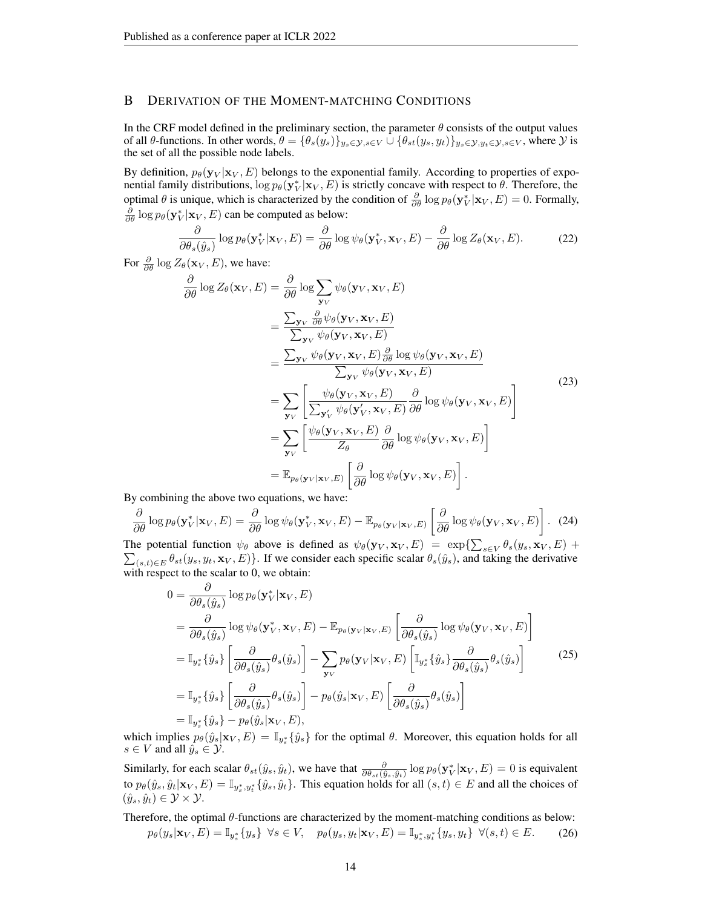## B Derivation of the Moment-matching Conditions

In the CRF model defined in the preliminary section, the parameter $\theta$ consists of the output values of all $\theta$-functions. In other words, $\theta = \{\theta_s(y_s)\}_{y_s \in \mathcal{Y}, s \in V} \cup \{\theta_{st}(y_s, y_t)\}_{y_s \in \mathcal{Y}, y_t \in \mathcal{Y}, s \in V}$, where $\mathcal{Y}$ is the set of all the possible node labels.

By definition, $p_\theta(\mathbf{y}_V | \mathbf{x}_V, E)$ belongs to the exponential family. According to properties of exponential family distributions, $\log p_\theta(\mathbf{y}_V^* | \mathbf{x}_V, E)$ is strictly concave with respect to $\theta$. Therefore, the optimal $\theta$ is unique, which is characterized by the condition of $\frac{\partial}{\partial \theta} \log p_\theta(\mathbf{y}_V^* | \mathbf{x}_V, E) = 0$. Formally, $\frac{\partial}{\partial \theta} \log p_\theta(\mathbf{y}_V^* | \mathbf{x}_V, E)$ can be computed as below:

$$\frac{\partial}{\partial \theta_s(\hat{y}_s)} \log p_\theta(\mathbf{y}_V^* | \mathbf{x}_V, E) = \frac{\partial}{\partial \theta} \log \psi_\theta(\mathbf{y}_V^*, \mathbf{x}_V, E) - \frac{\partial}{\partial \theta} \log Z_\theta(\mathbf{x}_V, E). \tag{22}$$

For $\frac{\partial}{\partial \theta} \log Z_\theta(\mathbf{x}_V, E)$, we have:

$$\begin{aligned}
\frac{\partial}{\partial \theta} \log Z_\theta(\mathbf{x}_V, E) &= \frac{\partial}{\partial \theta} \log \sum_{\mathbf{y}_V} \psi_\theta(\mathbf{y}_V, \mathbf{x}_V, E) \\
&= \frac{\sum_{\mathbf{y}_V} \frac{\partial}{\partial \theta} \psi_\theta(\mathbf{y}_V, \mathbf{x}_V, E)}{\sum_{\mathbf{y}_V} \psi_\theta(\mathbf{y}_V, \mathbf{x}_V, E)} \\
&= \frac{\sum_{\mathbf{y}_V} \psi_\theta(\mathbf{y}_V, \mathbf{x}_V, E) \frac{\partial}{\partial \theta} \log \psi_\theta(\mathbf{y}_V, \mathbf{x}_V, E)}{\sum_{\mathbf{y}_V} \psi_\theta(\mathbf{y}_V, \mathbf{x}_V, E)} \\
&= \sum_{\mathbf{y}_V} \left[ \frac{\psi_\theta(\mathbf{y}_V, \mathbf{x}_V, E)}{\sum_{\mathbf{y}'_V} \psi_\theta(\mathbf{y}'_V, \mathbf{x}_V, E)} \frac{\partial}{\partial \theta} \log \psi_\theta(\mathbf{y}_V, \mathbf{x}_V, E) \right] \\
&= \sum_{\mathbf{y}_V} \left[ \frac{\psi_\theta(\mathbf{y}_V, \mathbf{x}_V, E)}{Z_\theta} \frac{\partial}{\partial \theta} \log \psi_\theta(\mathbf{y}_V, \mathbf{x}_V, E) \right] \\
&= \mathbb{E}_{p_\theta(\mathbf{y}_V | \mathbf{x}_V, E)} \left[ \frac{\partial}{\partial \theta} \log \psi_\theta(\mathbf{y}_V, \mathbf{x}_V, E) \right].
\end{aligned} \tag{23}$$

By combining the above two equations, we have:

$$\frac{\partial}{\partial \theta} \log p_\theta(\mathbf{y}_V^* | \mathbf{x}_V, E) = \frac{\partial}{\partial \theta} \log \psi_\theta(\mathbf{y}_V^*, \mathbf{x}_V, E) - \mathbb{E}_{p_\theta(\mathbf{y}_V | \mathbf{x}_V, E)} \left[ \frac{\partial}{\partial \theta} \log \psi_\theta(\mathbf{y}_V, \mathbf{x}_V, E) \right]. \tag{24}$$

The potential function $\psi_\theta$ above is defined as $\psi_\theta(\mathbf{y}_V, \mathbf{x}_V, E) = \exp\{\sum_{s \in V} \theta_s(y_s, \mathbf{x}_V, E) + \sum_{(s,t) \in E} \theta_{st}(y_s, y_t, \mathbf{x}_V, E)\}$. If we consider each specific scalar $\theta_s(\hat{y}_s)$, and taking the derivative with respect to the scalar to 0, we obtain:

$$\begin{aligned}
0 &= \frac{\partial}{\partial \theta_s(\hat{y}_s)} \log p_\theta(\mathbf{y}_V^* | \mathbf{x}_V, E) \\
&= \frac{\partial}{\partial \theta_s(\hat{y}_s)} \log \psi_\theta(\mathbf{y}_V^*, \mathbf{x}_V, E) - \mathbb{E}_{p_\theta(\mathbf{y}_V | \mathbf{x}_V, E)} \left[ \frac{\partial}{\partial \theta_s(\hat{y}_s)} \log \psi_\theta(\mathbf{y}_V, \mathbf{x}_V, E) \right] \\
&= \mathbb{I}_{y_s^*}\{\hat{y}_s\} \left[ \frac{\partial}{\partial \theta_s(\hat{y}_s)} \theta_s(\hat{y}_s) \right] - \sum_{\mathbf{y}_V} p_\theta(\mathbf{y}_V | \mathbf{x}_V, E) \left[ \mathbb{I}_{y_s^*}\{\hat{y}_s\} \frac{\partial}{\partial \theta_s(\hat{y}_s)} \theta_s(\hat{y}_s) \right] \\
&= \mathbb{I}_{y_s^*}\{\hat{y}_s\} \left[ \frac{\partial}{\partial \theta_s(\hat{y}_s)} \theta_s(\hat{y}_s) \right] - p_\theta(\hat{y}_s | \mathbf{x}_V, E) \left[ \frac{\partial}{\partial \theta_s(\hat{y}_s)} \theta_s(\hat{y}_s) \right] \\
&= \mathbb{I}_{y_s^*}\{\hat{y}_s\} - p_\theta(\hat{y}_s | \mathbf{x}_V, E),
\end{aligned} \tag{25}$$

which implies $p_\theta(\hat{y}_s | \mathbf{x}_V, E) = \mathbb{I}_{y_s^*}\{\hat{y}_s\}$ for the optimal $\theta$. Moreover, this equation holds for all $s \in V$ and all $\hat{y}_s \in \mathcal{Y}$.

Similarly, for each scalar $\theta_{st}(\hat{y}_s, \hat{y}_t)$, we have that $\frac{\partial}{\partial \theta_{st}(\hat{y}_s, \hat{y}_t)} \log p_\theta(\mathbf{y}_V^* | \mathbf{x}_V, E) = 0$ is equivalent to $p_\theta(\hat{y}_s, \hat{y}_t | \mathbf{x}_V, E) = \mathbb{I}_{y_s^*, y_t^*}\{\hat{y}_s, \hat{y}_t\}$. This equation holds for all $(s,t) \in E$ and all the choices of $(\hat{y}_s, \hat{y}_t) \in \mathcal{Y} \times \mathcal{Y}$.

Therefore, the optimal $\theta$-functions are characterized by the moment-matching conditions as below:

$$p_\theta(y_s | \mathbf{x}_V, E) = \mathbb{I}_{y_s^*}\{y_s\} \ \ \forall s \in V, \quad p_\theta(y_s, y_t | \mathbf{x}_V, E) = \mathbb{I}_{y_s^*, y_t^*}\{y_s, y_t\} \ \ \forall (s,t) \in E. \tag{26}$$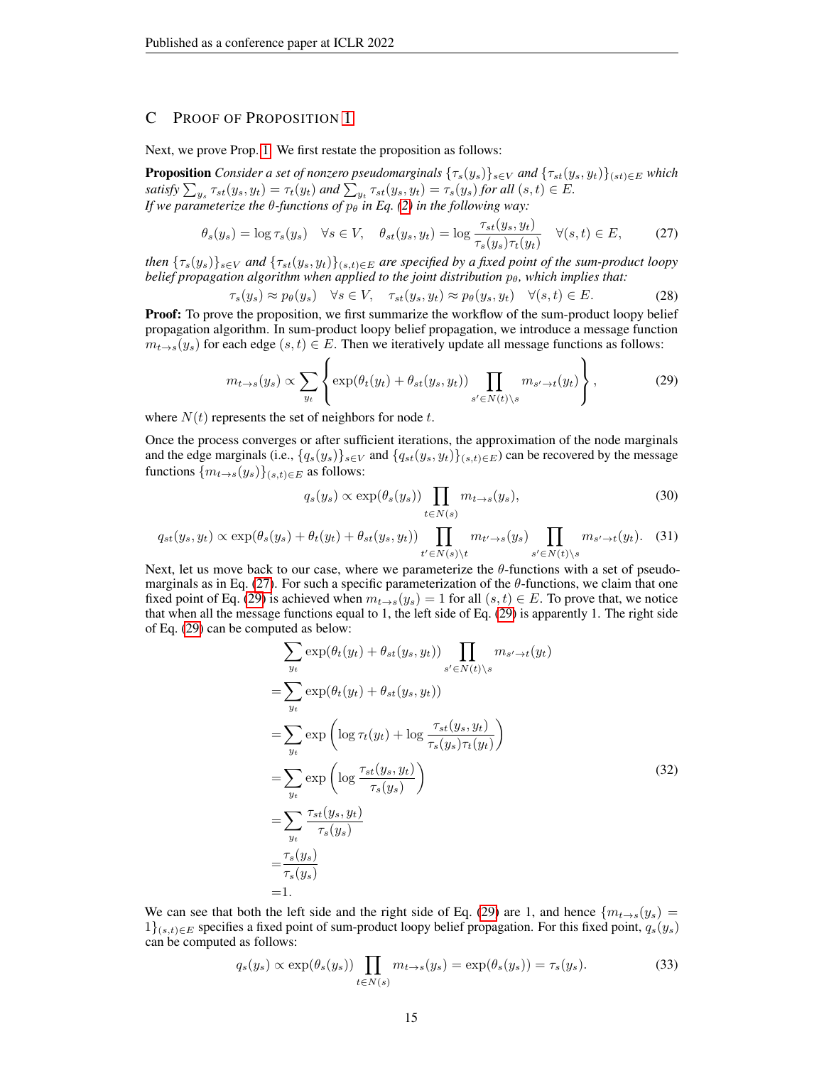# C Proof of Proposition 1

Next, we prove Prop. 1. We first restate the proposition as follows:

**Proposition** *Consider a set of nonzero pseudomarginals $\{\tau_s(y_s)\}_{s\in V}$ and $\{\tau_{st}(y_s, y_t)\}_{(st)\in E}$ which satisfy $\sum_{y_s} \tau_{st}(y_s, y_t) = \tau_t(y_t)$ and $\sum_{y_t} \tau_{st}(y_s, y_t) = \tau_s(y_s)$ for all $(s, t) \in E$. If we parameterize the $\theta$-functions of $p_\theta$ in Eq. (2) in the following way:*

$$\theta_s(y_s) = \log \tau_s(y_s) \quad \forall s \in V, \quad \theta_{st}(y_s, y_t) = \log \frac{\tau_{st}(y_s, y_t)}{\tau_s(y_s)\tau_t(y_t)} \quad \forall (s, t) \in E, \tag{27}$$

*then $\{\tau_s(y_s)\}_{s\in V}$ and $\{\tau_{st}(y_s, y_t)\}_{(s,t)\in E}$ are specified by a fixed point of the sum-product loopy belief propagation algorithm when applied to the joint distribution $p_\theta$, which implies that:*

$$\tau_s(y_s) \approx p_\theta(y_s) \quad \forall s \in V, \quad \tau_{st}(y_s, y_t) \approx p_\theta(y_s, y_t) \quad \forall (s, t) \in E. \tag{28}$$

**Proof:** To prove the proposition, we first summarize the workflow of the sum-product loopy belief propagation algorithm. In sum-product loopy belief propagation, we introduce a message function $m_{t\to s}(y_s)$ for each edge $(s, t) \in E$. Then we iteratively update all message functions as follows:

$$m_{t\to s}(y_s) \propto \sum_{y_t} \left\{ \exp(\theta_t(y_t) + \theta_{st}(y_s, y_t)) \prod_{s'\in N(t)\setminus s} m_{s'\to t}(y_t) \right\}, \tag{29}$$

where $N(t)$ represents the set of neighbors for node $t$.

Once the process converges or after sufficient iterations, the approximation of the node marginals and the edge marginals (i.e., $\{q_s(y_s)\}_{s\in V}$ and $\{q_{st}(y_s, y_t)\}_{(s,t)\in E}$) can be recovered by the message functions $\{m_{t\to s}(y_s)\}_{(s,t)\in E}$ as follows:

$$q_s(y_s) \propto \exp(\theta_s(y_s)) \prod_{t\in N(s)} m_{t\to s}(y_s), \tag{30}$$

$$q_{st}(y_s, y_t) \propto \exp(\theta_s(y_s) + \theta_t(y_t) + \theta_{st}(y_s, y_t)) \prod_{t'\in N(s)\setminus t} m_{t'\to s}(y_s) \prod_{s'\in N(t)\setminus s} m_{s'\to t}(y_t). \tag{31}$$

Next, let us move back to our case, where we parameterize the $\theta$-functions with a set of pseudo-marginals as in Eq. (27). For such a specific parameterization of the $\theta$-functions, we claim that one fixed point of Eq. (29) is achieved when $m_{t\to s}(y_s) = 1$ for all $(s, t) \in E$. To prove that, we notice that when all the message functions equal to 1, the left side of Eq. (29) is apparently 1. The right side of Eq. (29) can be computed as below:

$$\begin{aligned}
&\sum_{y_t} \exp(\theta_t(y_t) + \theta_{st}(y_s, y_t)) \prod_{s'\in N(t)\setminus s} m_{s'\to t}(y_t) \\
=&\sum_{y_t} \exp(\theta_t(y_t) + \theta_{st}(y_s, y_t)) \\
=&\sum_{y_t} \exp\left(\log \tau_t(y_t) + \log \frac{\tau_{st}(y_s, y_t)}{\tau_s(y_s)\tau_t(y_t)}\right) \\
=&\sum_{y_t} \exp\left(\log \frac{\tau_{st}(y_s, y_t)}{\tau_s(y_s)}\right) \\
=&\sum_{y_t} \frac{\tau_{st}(y_s, y_t)}{\tau_s(y_s)} \\
=&\frac{\tau_s(y_s)}{\tau_s(y_s)} \\
=&1.
\end{aligned} \tag{32}$$

We can see that both the left side and the right side of Eq. (29) are 1, and hence $\{m_{t\to s}(y_s) = 1\}_{(s,t)\in E}$ specifies a fixed point of sum-product loopy belief propagation. For this fixed point, $q_s(y_s)$ can be computed as follows:

$$q_s(y_s) \propto \exp(\theta_s(y_s)) \prod_{t\in N(s)} m_{t\to s}(y_s) = \exp(\theta_s(y_s)) = \tau_s(y_s). \tag{33}$$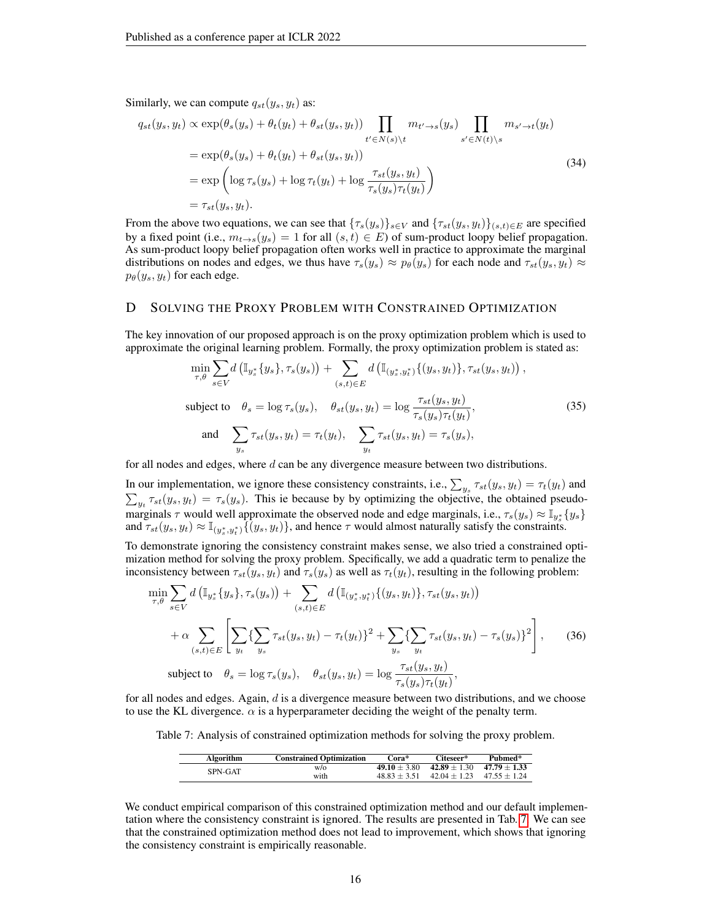Similarly, we can compute $q_{st}(y_s, y_t)$ as:

$$
\begin{aligned}
q_{st}(y_s, y_t) &\propto \exp(\theta_s(y_s) + \theta_t(y_t) + \theta_{st}(y_s, y_t)) \prod_{t' \in N(s) \setminus t} m_{t' \to s}(y_s) \prod_{s' \in N(t) \setminus s} m_{s' \to t}(y_t) \\
&= \exp(\theta_s(y_s) + \theta_t(y_t) + \theta_{st}(y_s, y_t)) \\
&= \exp\left(\log \tau_s(y_s) + \log \tau_t(y_t) + \log \frac{\tau_{st}(y_s, y_t)}{\tau_s(y_s)\tau_t(y_t)}\right) \\
&= \tau_{st}(y_s, y_t).
\end{aligned} \tag{34}
$$

From the above two equations, we can see that $\{\tau_s(y_s)\}_{s \in V}$ and $\{\tau_{st}(y_s, y_t)\}_{(s,t) \in E}$ are specified by a fixed point (i.e., $m_{t \to s}(y_s) = 1$ for all $(s, t) \in E$) of sum-product loopy belief propagation. As sum-product loopy belief propagation often works well in practice to approximate the marginal distributions on nodes and edges, we thus have $\tau_s(y_s) \approx p_\theta(y_s)$ for each node and $\tau_{st}(y_s, y_t) \approx p_\theta(y_s, y_t)$ for each edge.

## D Solving the Proxy Problem with Constrained Optimization

The key innovation of our proposed approach is on the proxy optimization problem which is used to approximate the original learning problem. Formally, the proxy optimization problem is stated as:

$$
\begin{aligned}
&\min_{\tau, \theta} \sum_{s \in V} d\left(\mathbb{I}_{y_s^*}\{y_s\}, \tau_s(y_s)\right) + \sum_{(s,t) \in E} d\left(\mathbb{I}_{(y_s^*, y_t^*)}\{(y_s, y_t)\}, \tau_{st}(y_s, y_t)\right), \\
&\text{subject to} \quad \theta_s = \log \tau_s(y_s), \quad \theta_{st}(y_s, y_t) = \log \frac{\tau_{st}(y_s, y_t)}{\tau_s(y_s)\tau_t(y_t)}, \\
&\quad\quad \text{and} \quad \sum_{y_s} \tau_{st}(y_s, y_t) = \tau_t(y_t), \quad \sum_{y_t} \tau_{st}(y_s, y_t) = \tau_s(y_s),
\end{aligned} \tag{35}
$$

for all nodes and edges, where $d$ can be any divergence measure between two distributions.

In our implementation, we ignore these consistency constraints, i.e., $\sum_{y_s} \tau_{st}(y_s, y_t) = \tau_t(y_t)$ and $\sum_{y_t} \tau_{st}(y_s, y_t) = \tau_s(y_s)$. This ie because by by optimizing the objective, the obtained pseudo-marginals $\tau$ would well approximate the observed node and edge marginals, i.e., $\tau_s(y_s) \approx \mathbb{I}_{y_s^*}\{y_s\}$ and $\tau_{st}(y_s, y_t) \approx \mathbb{I}_{(y_s^*, y_t^*)}\{(y_s, y_t)\}$, and hence $\tau$ would almost naturally satisfy the constraints.

To demonstrate ignoring the consistency constraint makes sense, we also tried a constrained optimization method for solving the proxy problem. Specifically, we add a quadratic term to penalize the inconsistency between $\tau_{st}(y_s, y_t)$ and $\tau_s(y_s)$ as well as $\tau_t(y_t)$, resulting in the following problem:

$$
\begin{aligned}
&\min_{\tau, \theta} \sum_{s \in V} d\left(\mathbb{I}_{y_s^*}\{y_s\}, \tau_s(y_s)\right) + \sum_{(s,t) \in E} d\left(\mathbb{I}_{(y_s^*, y_t^*)}\{(y_s, y_t)\}, \tau_{st}(y_s, y_t)\right) \\
&\quad + \alpha \sum_{(s,t) \in E} \left[ \sum_{y_t} \{\sum_{y_s} \tau_{st}(y_s, y_t) - \tau_t(y_t)\}^2 + \sum_{y_s} \{\sum_{y_t} \tau_{st}(y_s, y_t) - \tau_s(y_s)\}^2 \right], \\
&\text{subject to} \quad \theta_s = \log \tau_s(y_s), \quad \theta_{st}(y_s, y_t) = \log \frac{\tau_{st}(y_s, y_t)}{\tau_s(y_s)\tau_t(y_t)},
\end{aligned} \tag{36}
$$

for all nodes and edges. Again, $d$ is a divergence measure between two distributions, and we choose to use the KL divergence. $\alpha$ is a hyperparameter deciding the weight of the penalty term.

Table 7: Analysis of constrained optimization methods for solving the proxy problem.

| Algorithm | Constrained Optimization | Cora* | Citeseer* | Pubmed* |
|---|---|---|---|---|
| SPN-GAT | w/o | **49.10** ± 3.80 | **42.89** ± 1.30 | **47.79** ± **1.33** |
| | with | 48.83 ± 3.51 | 42.04 ± 1.23 | 47.55 ± 1.24 |

We conduct empirical comparison of this constrained optimization method and our default implementation where the consistency constraint is ignored. The results are presented in Tab. 7. We can see that the constrained optimization method does not lead to improvement, which shows that ignoring the consistency constraint is empirically reasonable.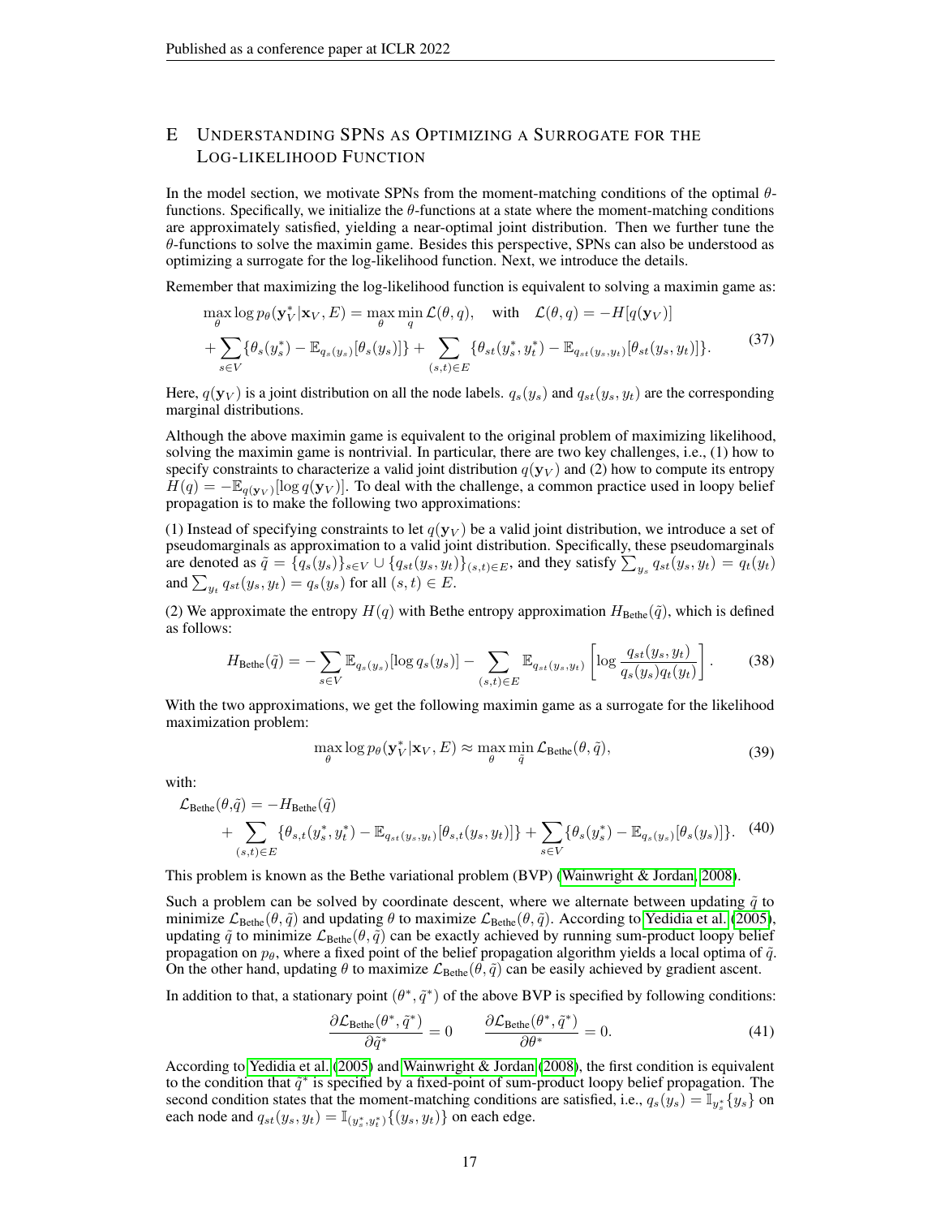# E Understanding SPNs as Optimizing a Surrogate for the Log-likelihood Function

In the model section, we motivate SPNs from the moment-matching conditions of the optimal $\theta$-functions. Specifically, we initialize the $\theta$-functions at a state where the moment-matching conditions are approximately satisfied, yielding a near-optimal joint distribution. Then we further tune the $\theta$-functions to solve the maximin game. Besides this perspective, SPNs can also be understood as optimizing a surrogate for the log-likelihood function. Next, we introduce the details.

Remember that maximizing the log-likelihood function is equivalent to solving a maximin game as:

$$
\begin{aligned}
&\max_{\theta} \log p_\theta(\mathbf{y}_V^* | \mathbf{x}_V, E) = \max_{\theta} \min_{q} \mathcal{L}(\theta, q), \quad \text{with} \quad \mathcal{L}(\theta, q) = -H[q(\mathbf{y}_V)] \\
&+ \sum_{s \in V} \{\theta_s(y_s^*) - \mathbb{E}_{q_s(y_s)}[\theta_s(y_s)]\} + \sum_{(s,t) \in E} \{\theta_{st}(y_s^*, y_t^*) - \mathbb{E}_{q_{st}(y_s, y_t)}[\theta_{st}(y_s, y_t)]\}.
\end{aligned} \tag{37}
$$

Here, $q(\mathbf{y}_V)$ is a joint distribution on all the node labels. $q_s(y_s)$ and $q_{st}(y_s, y_t)$ are the corresponding marginal distributions.

Although the above maximin game is equivalent to the original problem of maximizing likelihood, solving the maximin game is nontrivial. In particular, there are two key challenges, i.e., (1) how to specify constraints to characterize a valid joint distribution $q(\mathbf{y}_V)$ and (2) how to compute its entropy $H(q) = -\mathbb{E}_{q(\mathbf{y}_V)}[\log q(\mathbf{y}_V)]$. To deal with the challenge, a common practice used in loopy belief propagation is to make the following two approximations:

(1) Instead of specifying constraints to let $q(\mathbf{y}_V)$ be a valid joint distribution, we introduce a set of pseudomarginals as approximation to a valid joint distribution. Specifically, these pseudomarginals are denoted as $\tilde{q} = \{q_s(y_s)\}_{s \in V} \cup \{q_{st}(y_s, y_t)\}_{(s,t) \in E}$, and they satisfy $\sum_{y_s} q_{st}(y_s, y_t) = q_t(y_t)$ and $\sum_{y_t} q_{st}(y_s, y_t) = q_s(y_s)$ for all $(s, t) \in E$.

(2) We approximate the entropy $H(q)$ with Bethe entropy approximation $H_{\text{Bethe}}(\tilde{q})$, which is defined as follows:

$$
H_{\text{Bethe}}(\tilde{q}) = -\sum_{s \in V} \mathbb{E}_{q_s(y_s)}[\log q_s(y_s)] - \sum_{(s,t) \in E} \mathbb{E}_{q_{st}(y_s, y_t)} \left[ \log \frac{q_{st}(y_s, y_t)}{q_s(y_s) q_t(y_t)} \right]. \tag{38}
$$

With the two approximations, we get the following maximin game as a surrogate for the likelihood maximization problem:

$$
\max_{\theta} \log p_\theta(\mathbf{y}_V^* | \mathbf{x}_V, E) \approx \max_{\theta} \min_{\tilde{q}} \mathcal{L}_{\text{Bethe}}(\theta, \tilde{q}), \tag{39}
$$

with:

$$
\begin{aligned}
\mathcal{L}_{\text{Bethe}}(\theta, \tilde{q}) &= -H_{\text{Bethe}}(\tilde{q}) \\
&+ \sum_{(s,t) \in E} \{\theta_{s,t}(y_s^*, y_t^*) - \mathbb{E}_{q_{st}(y_s, y_t)}[\theta_{s,t}(y_s, y_t)]\} + \sum_{s \in V} \{\theta_s(y_s^*) - \mathbb{E}_{q_s(y_s)}[\theta_s(y_s)]\}.
\end{aligned} \tag{40}
$$

This problem is known as the Bethe variational problem (BVP) (Wainwright & Jordan, 2008).

Such a problem can be solved by coordinate descent, where we alternate between updating $\tilde{q}$ to minimize $\mathcal{L}_{\text{Bethe}}(\theta, \tilde{q})$ and updating $\theta$ to maximize $\mathcal{L}_{\text{Bethe}}(\theta, \tilde{q})$. According to Yedidia et al. (2005), updating $\tilde{q}$ to minimize $\mathcal{L}_{\text{Bethe}}(\theta, \tilde{q})$ can be exactly achieved by running sum-product loopy belief propagation on $p_\theta$, where a fixed point of the belief propagation algorithm yields a local optima of $\tilde{q}$. On the other hand, updating $\theta$ to maximize $\mathcal{L}_{\text{Bethe}}(\theta, \tilde{q})$ can be easily achieved by gradient ascent.

In addition to that, a stationary point $(\theta^*, \tilde{q}^*)$ of the above BVP is specified by following conditions:

$$
\frac{\partial \mathcal{L}_{\text{Bethe}}(\theta^*, \tilde{q}^*)}{\partial \tilde{q}^*} = 0 \qquad \frac{\partial \mathcal{L}_{\text{Bethe}}(\theta^*, \tilde{q}^*)}{\partial \theta^*} = 0. \tag{41}
$$

According to Yedidia et al. (2005) and Wainwright & Jordan (2008), the first condition is equivalent to the condition that $\tilde{q}^*$ is specified by a fixed-point of sum-product loopy belief propagation. The second condition states that the moment-matching conditions are satisfied, i.e., $q_s(y_s) = \mathbb{I}_{y_s^*}\{y_s\}$ on each node and $q_{st}(y_s, y_t) = \mathbb{I}_{(y_s^*, y_t^*)}\{(y_s, y_t)\}$ on each edge.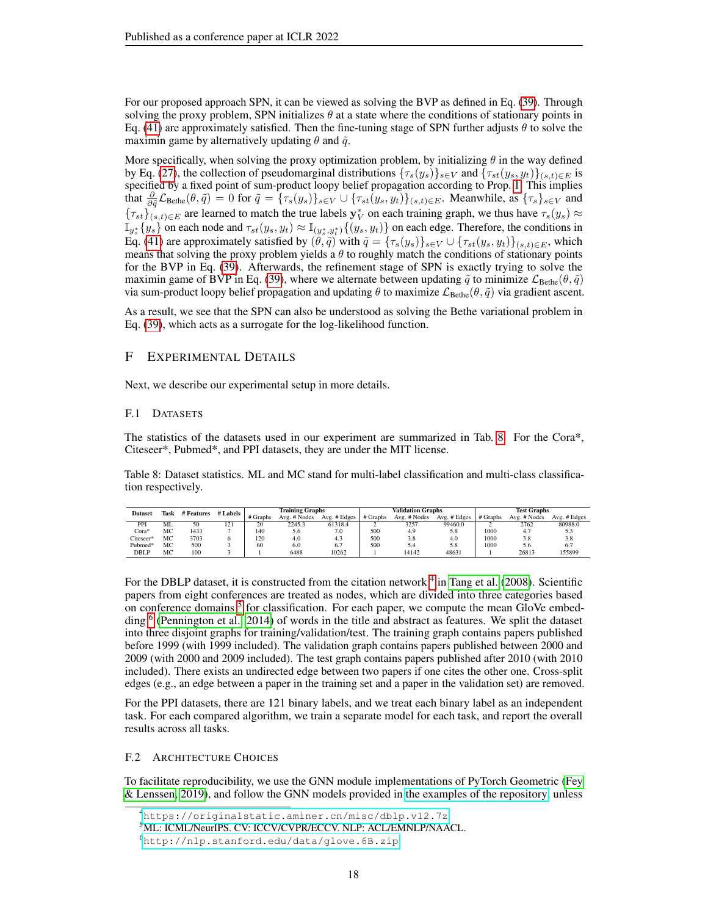For our proposed approach SPN, it can be viewed as solving the BVP as defined in Eq. (39). Through solving the proxy problem, SPN initializes $\theta$ at a state where the conditions of stationary points in Eq. (41) are approximately satisfied. Then the fine-tuning stage of SPN further adjusts $\theta$ to solve the maximin game by alternatively updating $\theta$ and $\tilde{q}$.

More specifically, when solving the proxy optimization problem, by initializing $\theta$ in the way defined by Eq. (27), the collection of pseudomarginal distributions $\{\tau_s(y_s)\}_{s \in V}$ and $\{\tau_{st}(y_s, y_t)\}_{(s,t) \in E}$ is specified by a fixed point of sum-product loopy belief propagation according to Prop. 1. This implies that $\frac{\partial}{\partial \tilde{q}} \mathcal{L}_{\text{Bethe}}(\theta, \tilde{q}) = 0$ for $\tilde{q} = \{\tau_s(y_s)\}_{s \in V} \cup \{\tau_{st}(y_s, y_t)\}_{(s,t) \in E}$. Meanwhile, as $\{\tau_s\}_{s \in V}$ and $\{\tau_{st}\}_{(s,t) \in E}$ are learned to match the true labels $\mathbf{y}_V^*$ on each training graph, we thus have $\tau_s(y_s) \approx \mathbb{I}_{y_s^*}\{y_s\}$ on each node and $\tau_{st}(y_s, y_t) \approx \mathbb{I}_{(y_s^*, y_t^*)}\{(y_s, y_t)\}$ on each edge. Therefore, the conditions in Eq. (41) are approximately satisfied by $(\theta, \tilde{q})$ with $\tilde{q} = \{\tau_s(y_s)\}_{s \in V} \cup \{\tau_{st}(y_s, y_t)\}_{(s,t) \in E}$, which means that solving the proxy problem yields a $\theta$ to roughly match the conditions of stationary points for the BVP in Eq. (39). Afterwards, the refinement stage of SPN is exactly trying to solve the maximin game of BVP in Eq. (39), where we alternate between updating $\tilde{q}$ to minimize $\mathcal{L}_{\text{Bethe}}(\theta, \tilde{q})$ via sum-product loopy belief propagation and updating $\theta$ to maximize $\mathcal{L}_{\text{Bethe}}(\theta, \tilde{q})$ via gradient ascent.

As a result, we see that the SPN can also be understood as solving the Bethe variational problem in Eq. (39), which acts as a surrogate for the log-likelihood function.

# F Experimental Details

Next, we describe our experimental setup in more details.

## F.1 Datasets

The statistics of the datasets used in our experiment are summarized in Tab. 8. For the Cora*, Citeseer*, Pubmed*, and PPI datasets, they are under the MIT license.

Table 8: Dataset statistics. ML and MC stand for multi-label classification and multi-class classification respectively.

| Dataset | Task | # Features | # Labels | Training Graphs | | | Validation Graphs | | | Test Graphs | | |
|---|---|---|---|---|---|---|---|---|---|---|---|---|
| | | | | # Graphs | Avg. # Nodes | Avg. # Edges | # Graphs | Avg. # Nodes | Avg. # Edges | # Graphs | Avg. # Nodes | Avg. # Edges |
| PPI | ML | 50 | 121 | 20 | 2245.3 | 61318.4 | 2 | 3257 | 99460.0 | 2 | 2762 | 80988.0 |
| Cora* | MC | 1433 | 7 | 140 | 5.6 | 7.0 | 500 | 4.9 | 5.8 | 1000 | 4.7 | 5.3 |
| Citeseer* | MC | 3703 | 6 | 120 | 4.0 | 4.3 | 500 | 3.8 | 4.0 | 1000 | 3.8 | 3.8 |
| Pubmed* | MC | 500 | 3 | 60 | 6.0 | 6.7 | 500 | 5.4 | 5.8 | 1000 | 5.6 | 6.7 |
| DBLP | MC | 100 | 3 | 1 | 6488 | 10262 | 1 | 14142 | 48631 | 1 | 26813 | 155899 |

For the DBLP dataset, it is constructed from the citation network [4] in Tang et al. (2008). Scientific papers from eight conferences are treated as nodes, which are divided into three categories based on conference domains [5] for classification. For each paper, we compute the mean GloVe embedding [6] (Pennington et al., 2014) of words in the title and abstract as features. We split the dataset into three disjoint graphs for training/validation/test. The training graph contains papers published before 1999 (with 1999 included). The validation graph contains papers published between 2000 and 2009 (with 2000 and 2009 included). The test graph contains papers published after 2010 (with 2010 included). There exists an undirected edge between two papers if one cites the other one. Cross-split edges (e.g., an edge between a paper in the training set and a paper in the validation set) are removed.

For the PPI datasets, there are 121 binary labels, and we treat each binary label as an independent task. For each compared algorithm, we train a separate model for each task, and report the overall results across all tasks.

## F.2 Architecture Choices

To facilitate reproducibility, we use the GNN module implementations of PyTorch Geometric (Fey & Lenssen, 2019), and follow the GNN models provided in the examples of the repository, unless

[4] https://originalstatic.aminer.cn/misc/dblp.v12.7z

[5] ML: ICML/NeurIPS. CV: ICCV/CVPR/ECCV. NLP: ACL/EMNLP/NAACL.

[6] http://nlp.stanford.edu/data/glove.6B.zip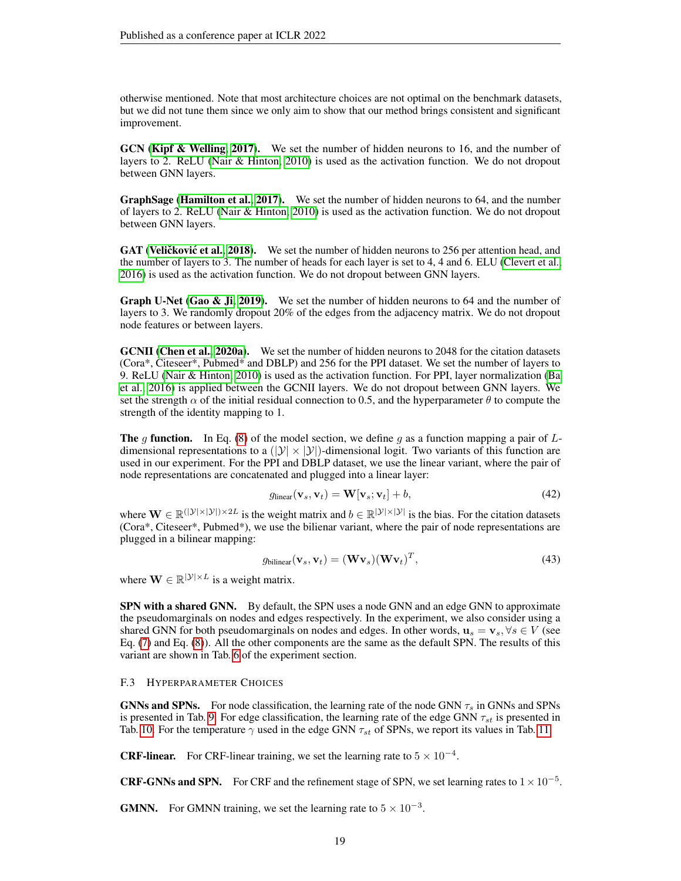otherwise mentioned. Note that most architecture choices are not optimal on the benchmark datasets, but we did not tune them since we only aim to show that our method brings consistent and significant improvement.

**GCN (Kipf & Welling, 2017).** We set the number of hidden neurons to 16, and the number of layers to 2. ReLU (Nair & Hinton, 2010) is used as the activation function. We do not dropout between GNN layers.

**GraphSage (Hamilton et al., 2017).** We set the number of hidden neurons to 64, and the number of layers to 2. ReLU (Nair & Hinton, 2010) is used as the activation function. We do not dropout between GNN layers.

**GAT (Veličković et al., 2018).** We set the number of hidden neurons to 256 per attention head, and the number of layers to 3. The number of heads for each layer is set to 4, 4 and 6. ELU (Clevert et al., 2016) is used as the activation function. We do not dropout between GNN layers.

**Graph U-Net (Gao & Ji, 2019).** We set the number of hidden neurons to 64 and the number of layers to 3. We randomly dropout 20% of the edges from the adjacency matrix. We do not dropout node features or between layers.

**GCNII (Chen et al., 2020a).** We set the number of hidden neurons to 2048 for the citation datasets (Cora*, Citeseer*, Pubmed* and DBLP) and 256 for the PPI dataset. We set the number of layers to 9. ReLU (Nair & Hinton, 2010) is used as the activation function. For PPI, layer normalization (Ba et al., 2016) is applied between the GCNII layers. We do not dropout between GNN layers. We set the strength $\alpha$ of the initial residual connection to 0.5, and the hyperparameter $\theta$ to compute the strength of the identity mapping to 1.

**The $g$ function.** In Eq. (8) of the model section, we define $g$ as a function mapping a pair of $L$-dimensional representations to a $(|\mathcal{Y}| \times |\mathcal{Y}|)$-dimensional logit. Two variants of this function are used in our experiment. For the PPI and DBLP dataset, we use the linear variant, where the pair of node representations are concatenated and plugged into a linear layer:

$$g_{\text{linear}}(\mathbf{v}_s, \mathbf{v}_t) = \mathbf{W}[\mathbf{v}_s; \mathbf{v}_t] + b, \tag{42}$$

where $\mathbf{W} \in \mathbb{R}^{(|\mathcal{Y}| \times |\mathcal{Y}|) \times 2L}$ is the weight matrix and $b \in \mathbb{R}^{|\mathcal{Y}| \times |\mathcal{Y}|}$ is the bias. For the citation datasets (Cora*, Citeseer*, Pubmed*), we use the bilienar variant, where the pair of node representations are plugged in a bilinear mapping:

$$g_{\text{bilinear}}(\mathbf{v}_s, \mathbf{v}_t) = (\mathbf{W}\mathbf{v}_s)(\mathbf{W}\mathbf{v}_t)^T, \tag{43}$$

where $\mathbf{W} \in \mathbb{R}^{|\mathcal{Y}| \times L}$ is a weight matrix.

**SPN with a shared GNN.** By default, the SPN uses a node GNN and an edge GNN to approximate the pseudomarginals on nodes and edges respectively. In the experiment, we also consider using a shared GNN for both pseudomarginals on nodes and edges. In other words, $\mathbf{u}_s = \mathbf{v}_s, \forall s \in V$ (see Eq. (7) and Eq. (8)). All the other components are the same as the default SPN. The results of this variant are shown in Tab. 6 of the experiment section.

### F.3 Hyperparameter Choices

**GNNs and SPNs.** For node classification, the learning rate of the node GNN $\tau_s$ in GNNs and SPNs is presented in Tab. 9. For edge classification, the learning rate of the edge GNN $\tau_{st}$ is presented in Tab. 10. For the temperature $\gamma$ used in the edge GNN $\tau_{st}$ of SPNs, we report its values in Tab. 11.

**CRF-linear.** For CRF-linear training, we set the learning rate to $5 \times 10^{-4}$.

**CRF-GNNs and SPN.** For CRF and the refinement stage of SPN, we set learning rates to $1 \times 10^{-5}$.

**GMNN.** For GMNN training, we set the learning rate to $5 \times 10^{-3}$.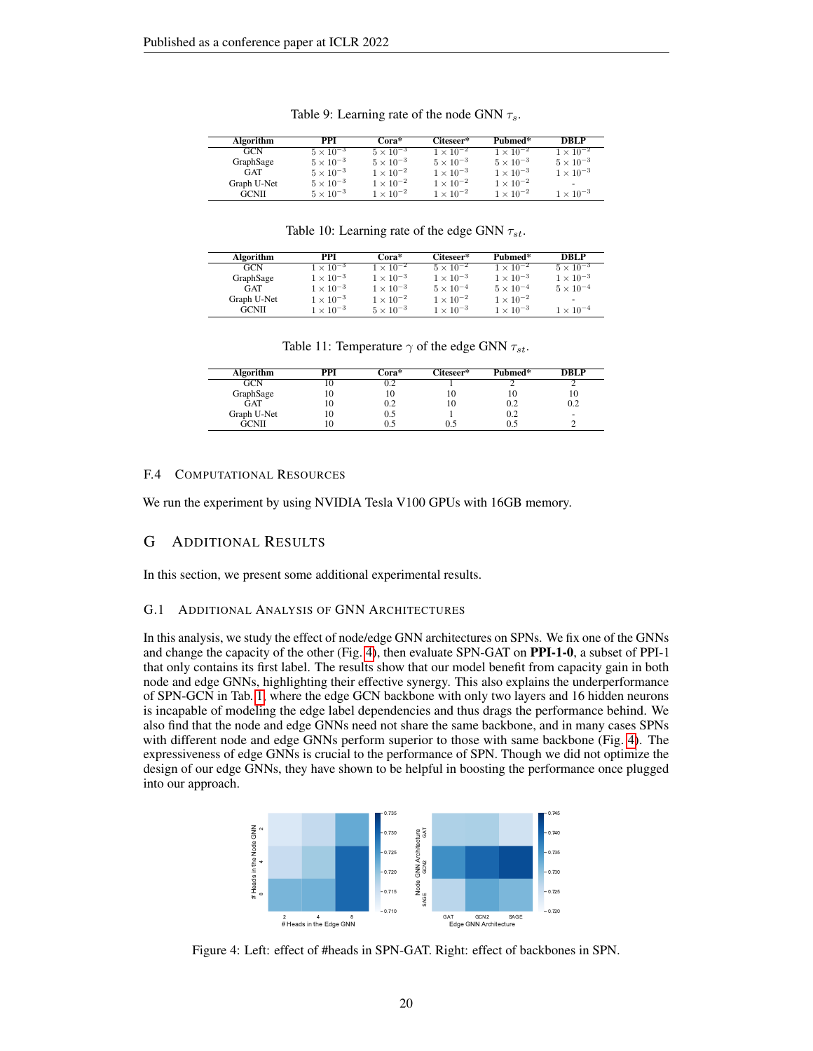Table 9: Learning rate of the node GNN $\tau_s$.

| Algorithm | PPI | Cora* | Citeseer* | Pubmed* | DBLP |
|---|---|---|---|---|---|
| GCN | $5 \times 10^{-3}$ | $5 \times 10^{-3}$ | $1 \times 10^{-2}$ | $1 \times 10^{-2}$ | $1 \times 10^{-2}$ |
| GraphSage | $5 \times 10^{-3}$ | $5 \times 10^{-3}$ | $5 \times 10^{-3}$ | $5 \times 10^{-3}$ | $5 \times 10^{-3}$ |
| GAT | $5 \times 10^{-3}$ | $1 \times 10^{-2}$ | $1 \times 10^{-3}$ | $1 \times 10^{-3}$ | $1 \times 10^{-3}$ |
| Graph U-Net | $5 \times 10^{-3}$ | $1 \times 10^{-2}$ | $1 \times 10^{-2}$ | $1 \times 10^{-2}$ | - |
| GCNII | $5 \times 10^{-3}$ | $1 \times 10^{-2}$ | $1 \times 10^{-2}$ | $1 \times 10^{-2}$ | $1 \times 10^{-3}$ |

Table 10: Learning rate of the edge GNN $\tau_{st}$.

| Algorithm | PPI | Cora* | Citeseer* | Pubmed* | DBLP |
|---|---|---|---|---|---|
| GCN | $1 \times 10^{-3}$ | $1 \times 10^{-2}$ | $5 \times 10^{-2}$ | $1 \times 10^{-2}$ | $5 \times 10^{-3}$ |
| GraphSage | $1 \times 10^{-3}$ | $1 \times 10^{-3}$ | $1 \times 10^{-3}$ | $1 \times 10^{-3}$ | $1 \times 10^{-3}$ |
| GAT | $1 \times 10^{-3}$ | $1 \times 10^{-3}$ | $5 \times 10^{-4}$ | $5 \times 10^{-4}$ | $5 \times 10^{-4}$ |
| Graph U-Net | $1 \times 10^{-3}$ | $1 \times 10^{-2}$ | $1 \times 10^{-2}$ | $1 \times 10^{-2}$ | - |
| GCNII | $1 \times 10^{-3}$ | $5 \times 10^{-3}$ | $1 \times 10^{-3}$ | $1 \times 10^{-3}$ | $1 \times 10^{-4}$ |

Table 11: Temperature $\gamma$ of the edge GNN $\tau_{st}$.

| Algorithm | PPI | Cora* | Citeseer* | Pubmed* | DBLP |
|---|---|---|---|---|---|
| GCN | 10 | 0.2 | 1 | 2 | 2 |
| GraphSage | 10 | 10 | 10 | 10 | 10 |
| GAT | 10 | 0.2 | 10 | 0.2 | 0.2 |
| Graph U-Net | 10 | 0.5 | 1 | 0.2 | - |
| GCNII | 10 | 0.5 | 0.5 | 0.5 | 2 |

### F.4 Computational Resources

We run the experiment by using NVIDIA Tesla V100 GPUs with 16GB memory.

## G Additional Results

In this section, we present some additional experimental results.

### G.1 Additional Analysis of GNN Architectures

In this analysis, we study the effect of node/edge GNN architectures on SPNs. We fix one of the GNNs and change the capacity of the other (Fig. 4), then evaluate SPN-GAT on **PPI-1-0**, a subset of PPI-1 that only contains its first label. The results show that our model benefit from capacity gain in both node and edge GNNs, highlighting their effective synergy. This also explains the underperformance of SPN-GCN in Tab. 1, where the edge GCN backbone with only two layers and 16 hidden neurons is incapable of modeling the edge label dependencies and thus drags the performance behind. We also find that the node and edge GNNs need not share the same backbone, and in many cases SPNs with different node and edge GNNs perform superior to those with same backbone (Fig. 4). The expressiveness of edge GNNs is crucial to the performance of SPN. Though we did not optimize the design of our edge GNNs, they have shown to be helpful in boosting the performance once plugged into our approach.

# Heads in the Node GNN
2
4
8
2
4
8
# Heads in the Edge GNN
0.735
0.730
0.725
0.720
0.715
0.710

Node GNN Architecture
GAT
GCN2
SAGE
GAT
GCN2
SAGE
Edge GNN Architecture
0.745
0.740
0.735
0.730
0.725
0.720

Figure 4: Left: effect of #heads in SPN-GAT. Right: effect of backbones in SPN.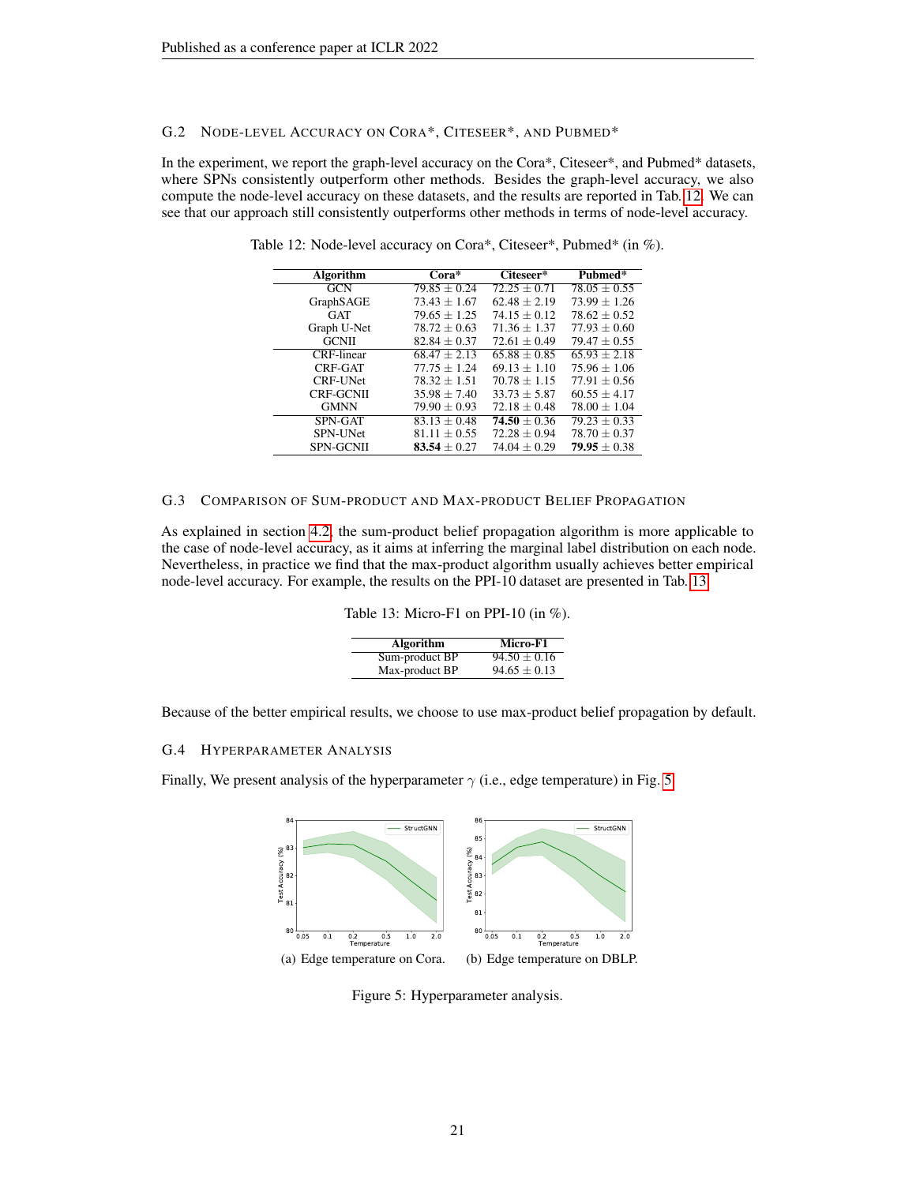### G.2 Node-level Accuracy on Cora*, Citeseer*, and Pubmed*

In the experiment, we report the graph-level accuracy on the Cora*, Citeseer*, and Pubmed* datasets, where SPNs consistently outperform other methods. Besides the graph-level accuracy, we also compute the node-level accuracy on these datasets, and the results are reported in Tab. 12. We can see that our approach still consistently outperforms other methods in terms of node-level accuracy.

Table 12: Node-level accuracy on Cora*, Citeseer*, Pubmed* (in %).

| Algorithm | Cora* | Citeseer* | Pubmed* |
|---|---|---|---|
| GCN | $79.85 \pm 0.24$ | $72.25 \pm 0.71$ | $78.05 \pm 0.55$ |
| GraphSAGE | $73.43 \pm 1.67$ | $62.48 \pm 2.19$ | $73.99 \pm 1.26$ |
| GAT | $79.65 \pm 1.25$ | $74.15 \pm 0.12$ | $78.62 \pm 0.52$ |
| Graph U-Net | $78.72 \pm 0.63$ | $71.36 \pm 1.37$ | $77.93 \pm 0.60$ |
| GCNII | $82.84 \pm 0.37$ | $72.61 \pm 0.49$ | $79.47 \pm 0.55$ |
| CRF-linear | $68.47 \pm 2.13$ | $65.88 \pm 0.85$ | $65.93 \pm 2.18$ |
| CRF-GAT | $77.75 \pm 1.24$ | $69.13 \pm 1.10$ | $75.96 \pm 1.06$ |
| CRF-UNet | $78.32 \pm 1.51$ | $70.78 \pm 1.15$ | $77.91 \pm 0.56$ |
| CRF-GCNII | $35.98 \pm 7.40$ | $33.73 \pm 5.87$ | $60.55 \pm 4.17$ |
| GMNN | $79.90 \pm 0.93$ | $72.18 \pm 0.48$ | $78.00 \pm 1.04$ |
| SPN-GAT | $83.13 \pm 0.48$ | **74.50** $\pm 0.36$ | $79.23 \pm 0.33$ |
| SPN-UNet | $81.11 \pm 0.55$ | $72.28 \pm 0.94$ | $78.70 \pm 0.37$ |
| SPN-GCNII | **83.54** $\pm 0.27$ | $74.04 \pm 0.29$ | **79.95** $\pm 0.38$ |

### G.3 Comparison of Sum-product and Max-product Belief Propagation

As explained in section 4.2, the sum-product belief propagation algorithm is more applicable to the case of node-level accuracy, as it aims at inferring the marginal label distribution on each node. Nevertheless, in practice we find that the max-product algorithm usually achieves better empirical node-level accuracy. For example, the results on the PPI-10 dataset are presented in Tab. 13.

Table 13: Micro-F1 on PPI-10 (in %).

| Algorithm | Micro-F1 |
|---|---|
| Sum-product BP | $94.50 \pm 0.16$ |
| Max-product BP | $94.65 \pm 0.13$ |

Because of the better empirical results, we choose to use max-product belief propagation by default.

### G.4 Hyperparameter Analysis

Finally, We present analysis of the hyperparameter $\gamma$ (i.e., edge temperature) in Fig. 5.

StructGNN
Test Accuracy (%)
Temperature
0.05 0.1 0.2 0.5 1.0 2.0

(a) Edge temperature on Cora.

StructGNN
Test Accuracy (%)
Temperature
0.05 0.1 0.2 0.5 1.0 2.0

(b) Edge temperature on DBLP.

Figure 5: Hyperparameter analysis.